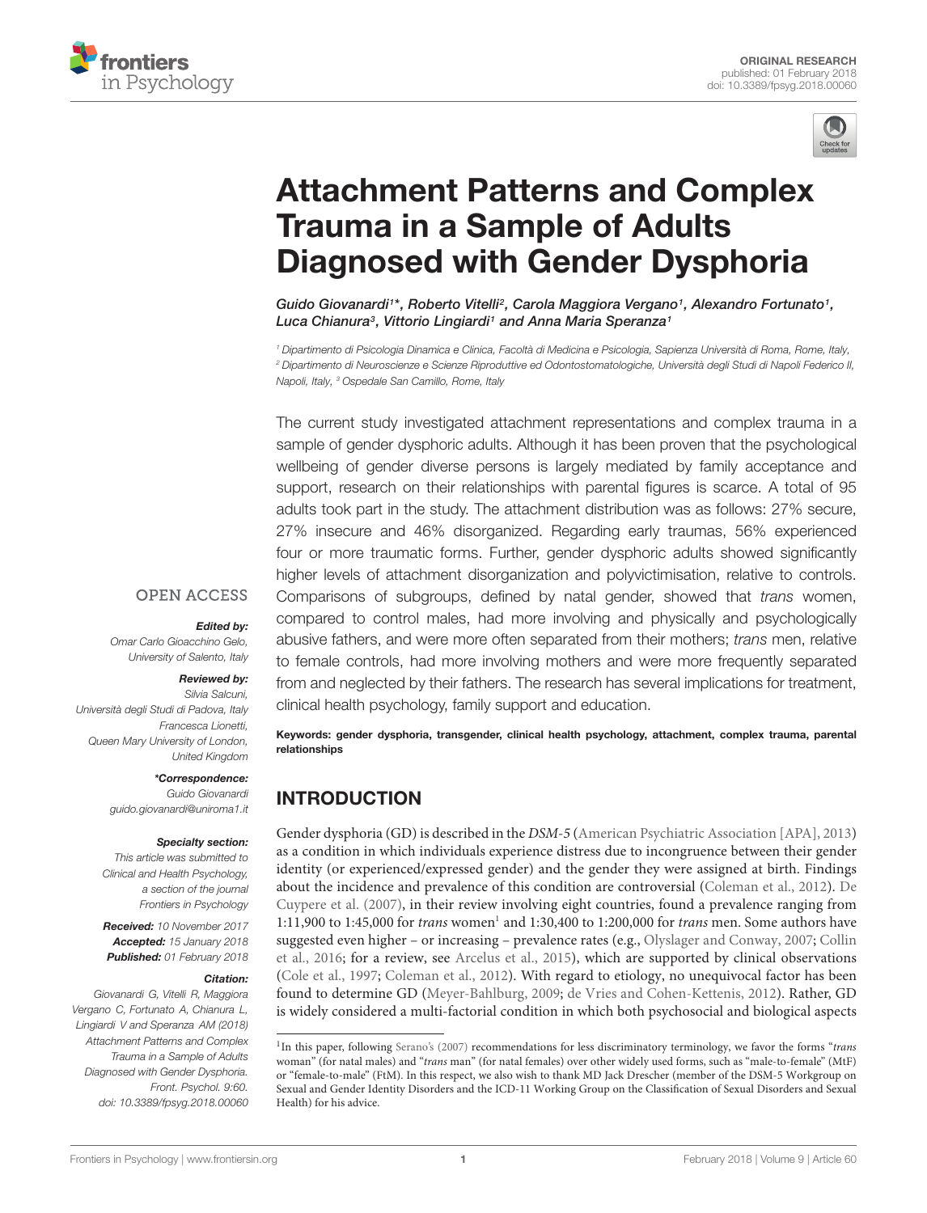ORIGINAL RESEARCH
published: 01 February 2018
doi: 10.3389/fpsyg.2018.00060

# Attachment Patterns and Complex Trauma in a Sample of Adults Diagnosed with Gender Dysphoria

*Guido Giovanardi[1]*, Roberto Vitelli[2], Carola Maggiora Vergano[1], Alexandro Fortunato[1], Luca Chianura[3], Vittorio Lingiardi[1] and Anna Maria Speranza[1]*

[1] Dipartimento di Psicologia Dinamica e Clinica, Facoltà di Medicina e Psicologia, Sapienza Università di Roma, Rome, Italy,
[2] Dipartimento di Neuroscienze e Scienze Riproduttive ed Odontostomatologiche, Università degli Studi di Napoli Federico II, Napoli, Italy, [3] Ospedale San Camillo, Rome, Italy

The current study investigated attachment representations and complex trauma in a sample of gender dysphoric adults. Although it has been proven that the psychological wellbeing of gender diverse persons is largely mediated by family acceptance and support, research on their relationships with parental figures is scarce. A total of 95 adults took part in the study. The attachment distribution was as follows: 27% secure, 27% insecure and 46% disorganized. Regarding early traumas, 56% experienced four or more traumatic forms. Further, gender dysphoric adults showed significantly higher levels of attachment disorganization and polyvictimisation, relative to controls. Comparisons of subgroups, defined by natal gender, showed that *trans* women, compared to control males, had more involving and physically and psychologically abusive fathers, and were more often separated from their mothers; *trans* men, relative to female controls, had more involving mothers and were more frequently separated from and neglected by their fathers. The research has several implications for treatment, clinical health psychology, family support and education.

**Keywords: gender dysphoria, transgender, clinical health psychology, attachment, complex trauma, parental relationships**

OPEN ACCESS

***Edited by:***
*Omar Carlo Gioacchino Gelo, University of Salento, Italy*

***Reviewed by:***
*Silvia Salcuni, Università degli Studi di Padova, Italy*
*Francesca Lionetti, Queen Mary University of London, United Kingdom*

***\*Correspondence:***
*Guido Giovanardi*
*guido.giovanardi@uniroma1.it*

***Specialty section:***
*This article was submitted to Clinical and Health Psychology, a section of the journal Frontiers in Psychology*

***Received:*** *10 November 2017*
***Accepted:*** *15 January 2018*
***Published:*** *01 February 2018*

***Citation:***
*Giovanardi G, Vitelli R, Maggiora Vergano C, Fortunato A, Chianura L, Lingiardi V and Speranza AM (2018) Attachment Patterns and Complex Trauma in a Sample of Adults Diagnosed with Gender Dysphoria. Front. Psychol. 9:60. doi: 10.3389/fpsyg.2018.00060*

## INTRODUCTION

Gender dysphoria (GD) is described in the *DSM-5* (American Psychiatric Association [APA], 2013) as a condition in which individuals experience distress due to incongruence between their gender identity (or experienced/expressed gender) and the gender they were assigned at birth. Findings about the incidence and prevalence of this condition are controversial (Coleman et al., 2012). De Cuypere et al. (2007), in their review involving eight countries, found a prevalence ranging from 1:11,900 to 1:45,000 for *trans* women[1] and 1:30,400 to 1:200,000 for *trans* men. Some authors have suggested even higher – or increasing – prevalence rates (e.g., Olyslager and Conway, 2007; Collin et al., 2016; for a review, see Arcelus et al., 2015), which are supported by clinical observations (Cole et al., 1997; Coleman et al., 2012). With regard to etiology, no unequivocal factor has been found to determine GD (Meyer-Bahlburg, 2009; de Vries and Cohen-Kettenis, 2012). Rather, GD is widely considered a multi-factorial condition in which both psychosocial and biological aspects

[1] In this paper, following Serano's (2007) recommendations for less discriminatory terminology, we favor the forms "*trans* woman" (for natal males) and "*trans* man" (for natal females) over other widely used forms, such as "male-to-female" (MtF) or "female-to-male" (FtM). In this respect, we also wish to thank MD Jack Drescher (member of the DSM-5 Workgroup on Sexual and Gender Identity Disorders and the ICD-11 Working Group on the Classification of Sexual Disorders and Sexual Health) for his advice.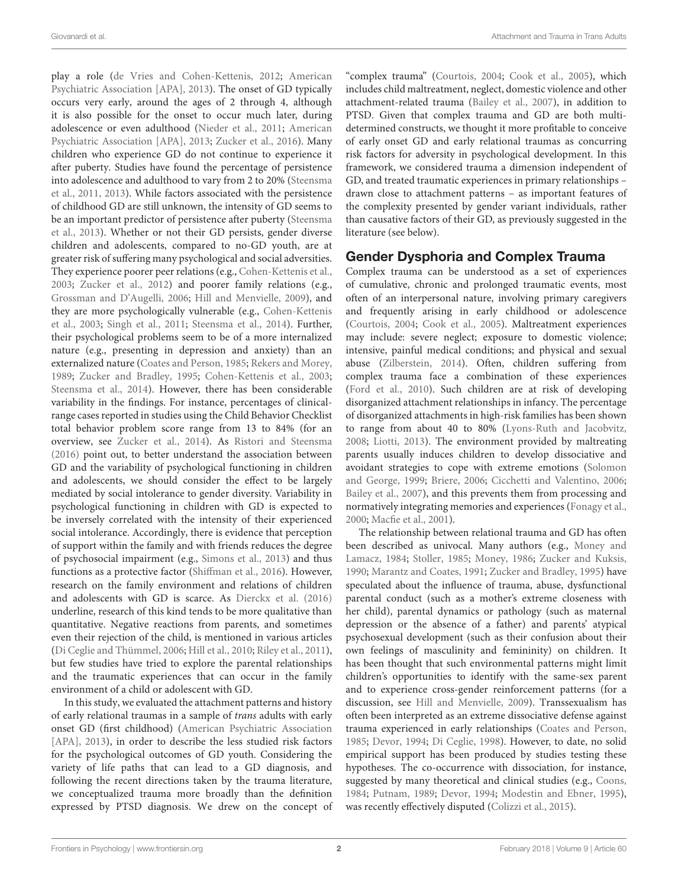play a role (de Vries and Cohen-Kettenis, 2012; American Psychiatric Association [APA], 2013). The onset of GD typically occurs very early, around the ages of 2 through 4, although it is also possible for the onset to occur much later, during adolescence or even adulthood (Nieder et al., 2011; American Psychiatric Association [APA], 2013; Zucker et al., 2016). Many children who experience GD do not continue to experience it after puberty. Studies have found the percentage of persistence into adolescence and adulthood to vary from 2 to 20% (Steensma et al., 2011, 2013). While factors associated with the persistence of childhood GD are still unknown, the intensity of GD seems to be an important predictor of persistence after puberty (Steensma et al., 2013). Whether or not their GD persists, gender diverse children and adolescents, compared to no-GD youth, are at greater risk of suffering many psychological and social adversities. They experience poorer peer relations (e.g., Cohen-Kettenis et al., 2003; Zucker et al., 2012) and poorer family relations (e.g., Grossman and D'Augelli, 2006; Hill and Menvielle, 2009), and they are more psychologically vulnerable (e.g., Cohen-Kettenis et al., 2003; Singh et al., 2011; Steensma et al., 2014). Further, their psychological problems seem to be of a more internalized nature (e.g., presenting in depression and anxiety) than an externalized nature (Coates and Person, 1985; Rekers and Morey, 1989; Zucker and Bradley, 1995; Cohen-Kettenis et al., 2003; Steensma et al., 2014). However, there has been considerable variability in the findings. For instance, percentages of clinical-range cases reported in studies using the Child Behavior Checklist total behavior problem score range from 13 to 84% (for an overview, see Zucker et al., 2014). As Ristori and Steensma (2016) point out, to better understand the association between GD and the variability of psychological functioning in children and adolescents, we should consider the effect to be largely mediated by social intolerance to gender diversity. Variability in psychological functioning in children with GD is expected to be inversely correlated with the intensity of their experienced social intolerance. Accordingly, there is evidence that perception of support within the family and with friends reduces the degree of psychosocial impairment (e.g., Simons et al., 2013) and thus functions as a protective factor (Shiffman et al., 2016). However, research on the family environment and relations of children and adolescents with GD is scarce. As Dierckx et al. (2016) underline, research of this kind tends to be more qualitative than quantitative. Negative reactions from parents, and sometimes even their rejection of the child, is mentioned in various articles (Di Ceglie and Thümmel, 2006; Hill et al., 2010; Riley et al., 2011), but few studies have tried to explore the parental relationships and the traumatic experiences that can occur in the family environment of a child or adolescent with GD.

In this study, we evaluated the attachment patterns and history of early relational traumas in a sample of *trans* adults with early onset GD (first childhood) (American Psychiatric Association [APA], 2013), in order to describe the less studied risk factors for the psychological outcomes of GD youth. Considering the variety of life paths that can lead to a GD diagnosis, and following the recent directions taken by the trauma literature, we conceptualized trauma more broadly than the definition expressed by PTSD diagnosis. We drew on the concept of "complex trauma" (Courtois, 2004; Cook et al., 2005), which includes child maltreatment, neglect, domestic violence and other attachment-related trauma (Bailey et al., 2007), in addition to PTSD. Given that complex trauma and GD are both multi-determined constructs, we thought it more profitable to conceive of early onset GD and early relational traumas as concurring risk factors for adversity in psychological development. In this framework, we considered trauma a dimension independent of GD, and treated traumatic experiences in primary relationships – drawn close to attachment patterns – as important features of the complexity presented by gender variant individuals, rather than causative factors of their GD, as previously suggested in the literature (see below).

## Gender Dysphoria and Complex Trauma

Complex trauma can be understood as a set of experiences of cumulative, chronic and prolonged traumatic events, most often of an interpersonal nature, involving primary caregivers and frequently arising in early childhood or adolescence (Courtois, 2004; Cook et al., 2005). Maltreatment experiences may include: severe neglect; exposure to domestic violence; intensive, painful medical conditions; and physical and sexual abuse (Zilberstein, 2014). Often, children suffering from complex trauma face a combination of these experiences (Ford et al., 2010). Such children are at risk of developing disorganized attachment relationships in infancy. The percentage of disorganized attachments in high-risk families has been shown to range from about 40 to 80% (Lyons-Ruth and Jacobvitz, 2008; Liotti, 2013). The environment provided by maltreating parents usually induces children to develop dissociative and avoidant strategies to cope with extreme emotions (Solomon and George, 1999; Briere, 2006; Cicchetti and Valentino, 2006; Bailey et al., 2007), and this prevents them from processing and normatively integrating memories and experiences (Fonagy et al., 2000; Macfie et al., 2001).

The relationship between relational trauma and GD has often been described as univocal. Many authors (e.g., Money and Lamacz, 1984; Stoller, 1985; Money, 1986; Zucker and Kuksis, 1990; Marantz and Coates, 1991; Zucker and Bradley, 1995) have speculated about the influence of trauma, abuse, dysfunctional parental conduct (such as a mother's extreme closeness with her child), parental dynamics or pathology (such as maternal depression or the absence of a father) and parents' atypical psychosexual development (such as their confusion about their own feelings of masculinity and femininity) on children. It has been thought that such environmental patterns might limit children's opportunities to identify with the same-sex parent and to experience cross-gender reinforcement patterns (for a discussion, see Hill and Menvielle, 2009). Transsexualism has often been interpreted as an extreme dissociative defense against trauma experienced in early relationships (Coates and Person, 1985; Devor, 1994; Di Ceglie, 1998). However, to date, no solid empirical support has been produced by studies testing these hypotheses. The co-occurrence with dissociation, for instance, suggested by many theoretical and clinical studies (e.g., Coons, 1984; Putnam, 1989; Devor, 1994; Modestin and Ebner, 1995), was recently effectively disputed (Colizzi et al., 2015).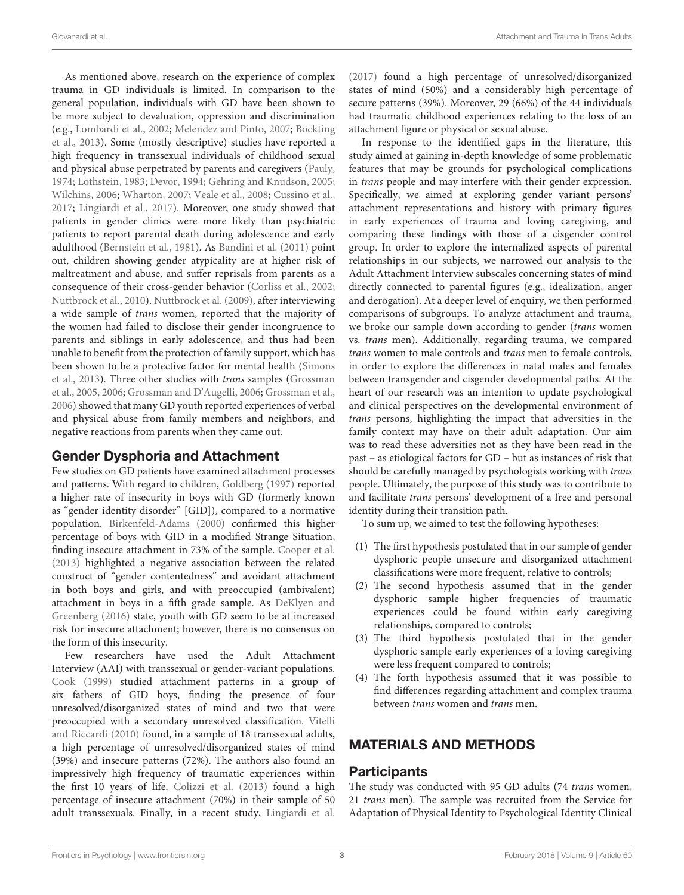As mentioned above, research on the experience of complex trauma in GD individuals is limited. In comparison to the general population, individuals with GD have been shown to be more subject to devaluation, oppression and discrimination (e.g., Lombardi et al., 2002; Melendez and Pinto, 2007; Bockting et al., 2013). Some (mostly descriptive) studies have reported a high frequency in transsexual individuals of childhood sexual and physical abuse perpetrated by parents and caregivers (Pauly, 1974; Lothstein, 1983; Devor, 1994; Gehring and Knudson, 2005; Wilchins, 2006; Wharton, 2007; Veale et al., 2008; Cussino et al., 2017; Lingiardi et al., 2017). Moreover, one study showed that patients in gender clinics were more likely than psychiatric patients to report parental death during adolescence and early adulthood (Bernstein et al., 1981). As Bandini et al. (2011) point out, children showing gender atypicality are at higher risk of maltreatment and abuse, and suffer reprisals from parents as a consequence of their cross-gender behavior (Corliss et al., 2002; Nuttbrock et al., 2010). Nuttbrock et al. (2009), after interviewing a wide sample of *trans* women, reported that the majority of the women had failed to disclose their gender incongruence to parents and siblings in early adolescence, and thus had been unable to benefit from the protection of family support, which has been shown to be a protective factor for mental health (Simons et al., 2013). Three other studies with *trans* samples (Grossman et al., 2005, 2006; Grossman and D'Augelli, 2006; Grossman et al., 2006) showed that many GD youth reported experiences of verbal and physical abuse from family members and neighbors, and negative reactions from parents when they came out.

## Gender Dysphoria and Attachment

Few studies on GD patients have examined attachment processes and patterns. With regard to children, Goldberg (1997) reported a higher rate of insecurity in boys with GD (formerly known as "gender identity disorder" [GID]), compared to a normative population. Birkenfeld-Adams (2000) confirmed this higher percentage of boys with GID in a modified Strange Situation, finding insecure attachment in 73% of the sample. Cooper et al. (2013) highlighted a negative association between the related construct of "gender contentedness" and avoidant attachment in both boys and girls, and with preoccupied (ambivalent) attachment in boys in a fifth grade sample. As DeKlyen and Greenberg (2016) state, youth with GD seem to be at increased risk for insecure attachment; however, there is no consensus on the form of this insecurity.

Few researchers have used the Adult Attachment Interview (AAI) with transsexual or gender-variant populations. Cook (1999) studied attachment patterns in a group of six fathers of GID boys, finding the presence of four unresolved/disorganized states of mind and two that were preoccupied with a secondary unresolved classification. Vitelli and Riccardi (2010) found, in a sample of 18 transsexual adults, a high percentage of unresolved/disorganized states of mind (39%) and insecure patterns (72%). The authors also found an impressively high frequency of traumatic experiences within the first 10 years of life. Colizzi et al. (2013) found a high percentage of insecure attachment (70%) in their sample of 50 adult transsexuals. Finally, in a recent study, Lingiardi et al. (2017) found a high percentage of unresolved/disorganized states of mind (50%) and a considerably high percentage of secure patterns (39%). Moreover, 29 (66%) of the 44 individuals had traumatic childhood experiences relating to the loss of an attachment figure or physical or sexual abuse.

In response to the identified gaps in the literature, this study aimed at gaining in-depth knowledge of some problematic features that may be grounds for psychological complications in *trans* people and may interfere with their gender expression. Specifically, we aimed at exploring gender variant persons' attachment representations and history with primary figures in early experiences of trauma and loving caregiving, and comparing these findings with those of a cisgender control group. In order to explore the internalized aspects of parental relationships in our subjects, we narrowed our analysis to the Adult Attachment Interview subscales concerning states of mind directly connected to parental figures (e.g., idealization, anger and derogation). At a deeper level of enquiry, we then performed comparisons of subgroups. To analyze attachment and trauma, we broke our sample down according to gender (*trans* women vs. *trans* men). Additionally, regarding trauma, we compared *trans* women to male controls and *trans* men to female controls, in order to explore the differences in natal males and females between transgender and cisgender developmental paths. At the heart of our research was an intention to update psychological and clinical perspectives on the developmental environment of *trans* persons, highlighting the impact that adversities in the family context may have on their adult adaptation. Our aim was to read these adversities not as they have been read in the past – as etiological factors for GD – but as instances of risk that should be carefully managed by psychologists working with *trans* people. Ultimately, the purpose of this study was to contribute to and facilitate *trans* persons' development of a free and personal identity during their transition path.

To sum up, we aimed to test the following hypotheses:

1. The first hypothesis postulated that in our sample of gender dysphoric people unsecure and disorganized attachment classifications were more frequent, relative to controls;
2. The second hypothesis assumed that in the gender dysphoric sample higher frequencies of traumatic experiences could be found within early caregiving relationships, compared to controls;
3. The third hypothesis postulated that in the gender dysphoric sample early experiences of a loving caregiving were less frequent compared to controls;
4. The forth hypothesis assumed that it was possible to find differences regarding attachment and complex trauma between *trans* women and *trans* men.

# MATERIALS AND METHODS

## Participants

The study was conducted with 95 GD adults (74 *trans* women, 21 *trans* men). The sample was recruited from the Service for Adaptation of Physical Identity to Psychological Identity Clinical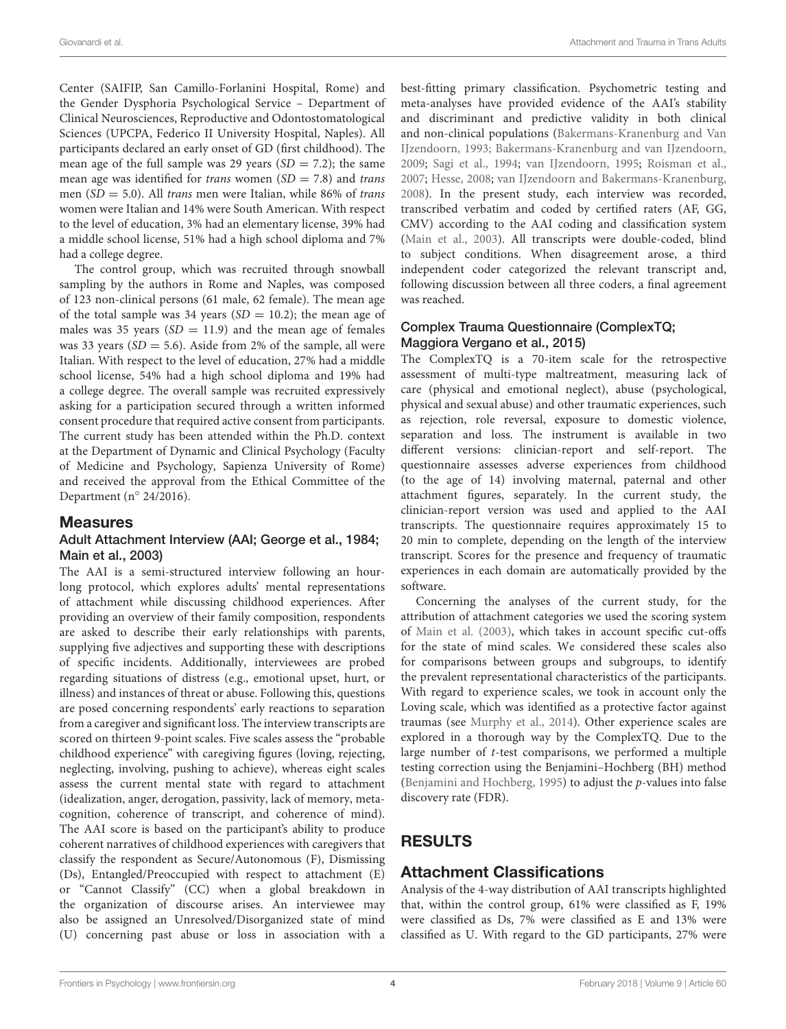Center (SAIFIP, San Camillo-Forlanini Hospital, Rome) and the Gender Dysphoria Psychological Service – Department of Clinical Neurosciences, Reproductive and Odontostomatological Sciences (UPCPA, Federico II University Hospital, Naples). All participants declared an early onset of GD (first childhood). The mean age of the full sample was 29 years ($SD = 7.2$); the same mean age was identified for *trans* women ($SD = 7.8$) and *trans* men ($SD = 5.0$). All *trans* men were Italian, while 86% of *trans* women were Italian and 14% were South American. With respect to the level of education, 3% had an elementary license, 39% had a middle school license, 51% had a high school diploma and 7% had a college degree.

The control group, which was recruited through snowball sampling by the authors in Rome and Naples, was composed of 123 non-clinical persons (61 male, 62 female). The mean age of the total sample was 34 years ($SD = 10.2$); the mean age of males was 35 years ($SD = 11.9$) and the mean age of females was 33 years ($SD = 5.6$). Aside from 2% of the sample, all were Italian. With respect to the level of education, 27% had a middle school license, 54% had a high school diploma and 19% had a college degree. The overall sample was recruited expressively asking for a participation secured through a written informed consent procedure that required active consent from participants. The current study has been attended within the Ph.D. context at the Department of Dynamic and Clinical Psychology (Faculty of Medicine and Psychology, Sapienza University of Rome) and received the approval from the Ethical Committee of the Department (n° 24/2016).

## Measures

### Adult Attachment Interview (AAI; George et al., 1984; Main et al., 2003)

The AAI is a semi-structured interview following an hour-long protocol, which explores adults' mental representations of attachment while discussing childhood experiences. After providing an overview of their family composition, respondents are asked to describe their early relationships with parents, supplying five adjectives and supporting these with descriptions of specific incidents. Additionally, interviewees are probed regarding situations of distress (e.g., emotional upset, hurt, or illness) and instances of threat or abuse. Following this, questions are posed concerning respondents' early reactions to separation from a caregiver and significant loss. The interview transcripts are scored on thirteen 9-point scales. Five scales assess the "probable childhood experience" with caregiving figures (loving, rejecting, neglecting, involving, pushing to achieve), whereas eight scales assess the current mental state with regard to attachment (idealization, anger, derogation, passivity, lack of memory, meta-cognition, coherence of transcript, and coherence of mind). The AAI score is based on the participant's ability to produce coherent narratives of childhood experiences with caregivers that classify the respondent as Secure/Autonomous (F), Dismissing (Ds), Entangled/Preoccupied with respect to attachment (E) or "Cannot Classify" (CC) when a global breakdown in the organization of discourse arises. An interviewee may also be assigned an Unresolved/Disorganized state of mind (U) concerning past abuse or loss in association with a best-fitting primary classification. Psychometric testing and meta-analyses have provided evidence of the AAI's stability and discriminant and predictive validity in both clinical and non-clinical populations (Bakermans-Kranenburg and Van IJzendoorn, 1993; Bakermans-Kranenburg and van IJzendoorn, 2009; Sagi et al., 1994; van IJzendoorn, 1995; Roisman et al., 2007; Hesse, 2008; van IJzendoorn and Bakermans-Kranenburg, 2008). In the present study, each interview was recorded, transcribed verbatim and coded by certified raters (AF, GG, CMV) according to the AAI coding and classification system (Main et al., 2003). All transcripts were double-coded, blind to subject conditions. When disagreement arose, a third independent coder categorized the relevant transcript and, following discussion between all three coders, a final agreement was reached.

### Complex Trauma Questionnaire (ComplexTQ; Maggiora Vergano et al., 2015)

The ComplexTQ is a 70-item scale for the retrospective assessment of multi-type maltreatment, measuring lack of care (physical and emotional neglect), abuse (psychological, physical and sexual abuse) and other traumatic experiences, such as rejection, role reversal, exposure to domestic violence, separation and loss. The instrument is available in two different versions: clinician-report and self-report. The questionnaire assesses adverse experiences from childhood (to the age of 14) involving maternal, paternal and other attachment figures, separately. In the current study, the clinician-report version was used and applied to the AAI transcripts. The questionnaire requires approximately 15 to 20 min to complete, depending on the length of the interview transcript. Scores for the presence and frequency of traumatic experiences in each domain are automatically provided by the software.

Concerning the analyses of the current study, for the attribution of attachment categories we used the scoring system of Main et al. (2003), which takes in account specific cut-offs for the state of mind scales. We considered these scales also for comparisons between groups and subgroups, to identify the prevalent representational characteristics of the participants. With regard to experience scales, we took in account only the Loving scale, which was identified as a protective factor against traumas (see Murphy et al., 2014). Other experience scales are explored in a thorough way by the ComplexTQ. Due to the large number of *t*-test comparisons, we performed a multiple testing correction using the Benjamini–Hochberg (BH) method (Benjamini and Hochberg, 1995) to adjust the *p*-values into false discovery rate (FDR).

# RESULTS

## Attachment Classifications

Analysis of the 4-way distribution of AAI transcripts highlighted that, within the control group, 61% were classified as F, 19% were classified as Ds, 7% were classified as E and 13% were classified as U. With regard to the GD participants, 27% were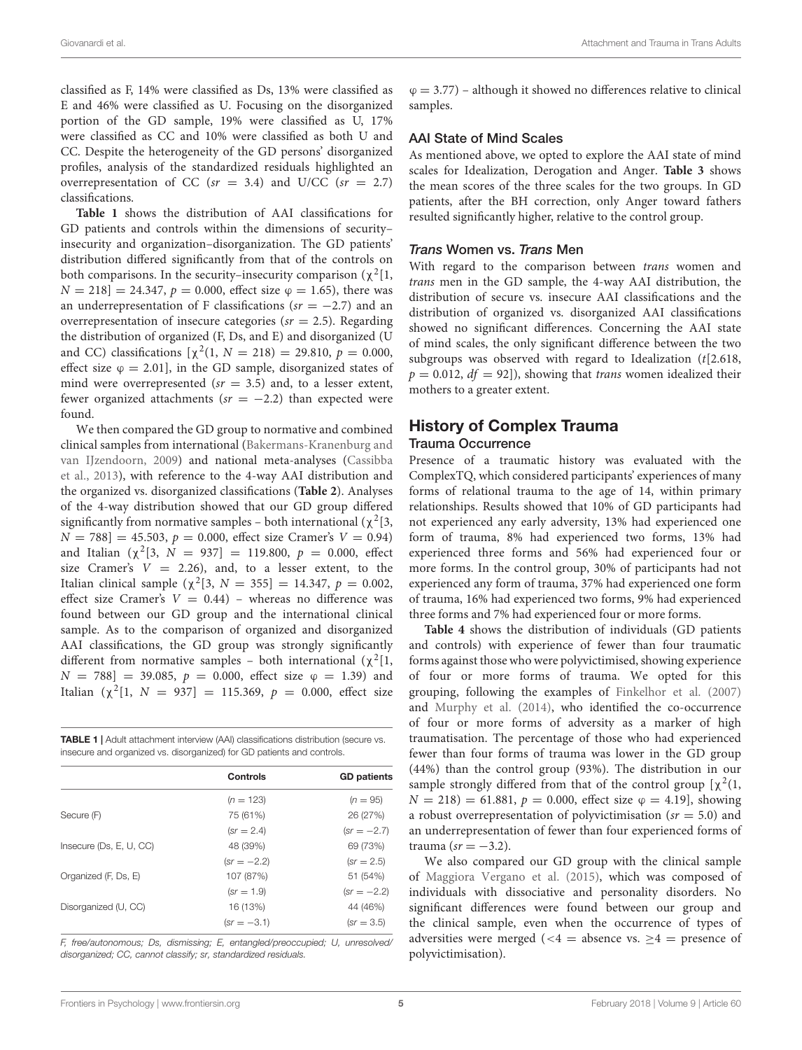classified as F, 14% were classified as Ds, 13% were classified as E and 46% were classified as U. Focusing on the disorganized portion of the GD sample, 19% were classified as U, 17% were classified as CC and 10% were classified as both U and CC. Despite the heterogeneity of the GD persons' disorganized profiles, analysis of the standardized residuals highlighted an overrepresentation of CC ($sr$ = 3.4) and U/CC ($sr$ = 2.7) classifications.

**Table 1** shows the distribution of AAI classifications for GD patients and controls within the dimensions of security–insecurity and organization–disorganization. The GD patients' distribution differed significantly from that of the controls on both comparisons. In the security–insecurity comparison ($\chi^2$[1, $N$ = 218] = 24.347, $p$ = 0.000, effect size $\varphi$ = 1.65), there was an underrepresentation of F classifications ($sr$ = −2.7) and an overrepresentation of insecure categories ($sr$ = 2.5). Regarding the distribution of organized (F, Ds, and E) and disorganized (U and CC) classifications [$\chi^2$(1, $N$ = 218) = 29.810, $p$ = 0.000, effect size $\varphi$ = 2.01], in the GD sample, disorganized states of mind were overrepresented ($sr$ = 3.5) and, to a lesser extent, fewer organized attachments ($sr$ = −2.2) than expected were found.

We then compared the GD group to normative and combined clinical samples from international (Bakermans-Kranenburg and van IJzendoorn, 2009) and national meta-analyses (Cassibba et al., 2013), with reference to the 4-way AAI distribution and the organized vs. disorganized classifications (**Table 2**). Analyses of the 4-way distribution showed that our GD group differed significantly from normative samples – both international ($\chi^2$[3, $N$ = 788] = 45.503, $p$ = 0.000, effect size Cramer's $V$ = 0.94) and Italian ($\chi^2$[3, $N$ = 937] = 119.800, $p$ = 0.000, effect size Cramer's $V$ = 2.26), and, to a lesser extent, to the Italian clinical sample ($\chi^2$[3, $N$ = 355] = 14.347, $p$ = 0.002, effect size Cramer's $V$ = 0.44) – whereas no difference was found between our GD group and the international clinical sample. As to the comparison of organized and disorganized AAI classifications, the GD group was strongly significantly different from normative samples – both international ($\chi^2$[1, $N$ = 788] = 39.085, $p$ = 0.000, effect size $\varphi$ = 1.39) and Italian ($\chi^2$[1, $N$ = 937] = 115.369, $p$ = 0.000, effect size $\varphi$ = 3.77) – although it showed no differences relative to clinical samples.

**TABLE 1** | Adult attachment interview (AAI) classifications distribution (secure vs. insecure and organized vs. disorganized) for GD patients and controls.

| | Controls | GD patients |
|---|---|---|
| | ($n$ = 123) | ($n$ = 95) |
| Secure (F) | 75 (61%) | 26 (27%) |
| | ($sr$ = 2.4) | ($sr$ = −2.7) |
| Insecure (Ds, E, U, CC) | 48 (39%) | 69 (73%) |
| | ($sr$ = −2.2) | ($sr$ = 2.5) |
| Organized (F, Ds, E) | 107 (87%) | 51 (54%) |
| | ($sr$ = 1.9) | ($sr$ = −2.2) |
| Disorganized (U, CC) | 16 (13%) | 44 (46%) |
| | ($sr$ = −3.1) | ($sr$ = 3.5) |

*F, free/autonomous; Ds, dismissing; E, entangled/preoccupied; U, unresolved/disorganized; CC, cannot classify; sr, standardized residuals.*

### AAI State of Mind Scales

As mentioned above, we opted to explore the AAI state of mind scales for Idealization, Derogation and Anger. **Table 3** shows the mean scores of the three scales for the two groups. In GD patients, after the BH correction, only Anger toward fathers resulted significantly higher, relative to the control group.

### *Trans* Women vs. *Trans* Men

With regard to the comparison between *trans* women and *trans* men in the GD sample, the 4-way AAI distribution, the distribution of secure vs. insecure AAI classifications and the distribution of organized vs. disorganized AAI classifications showed no significant differences. Concerning the AAI state of mind scales, the only significant difference between the two subgroups was observed with regard to Idealization ($t$[2.618, $p$ = 0.012, $df$ = 92]), showing that *trans* women idealized their mothers to a greater extent.

## History of Complex Trauma

### Trauma Occurrence

Presence of a traumatic history was evaluated with the ComplexTQ, which considered participants' experiences of many forms of relational trauma to the age of 14, within primary relationships. Results showed that 10% of GD participants had not experienced any early adversity, 13% had experienced one form of trauma, 8% had experienced two forms, 13% had experienced three forms and 56% had experienced four or more forms. In the control group, 30% of participants had not experienced any form of trauma, 37% had experienced one form of trauma, 16% had experienced two forms, 9% had experienced three forms and 7% had experienced four or more forms.

**Table 4** shows the distribution of individuals (GD patients and controls) with experience of fewer than four traumatic forms against those who were polyvictimised, showing experience of four or more forms of trauma. We opted for this grouping, following the examples of Finkelhor et al. (2007) and Murphy et al. (2014), who identified the co-occurrence of four or more forms of adversity as a marker of high traumatisation. The percentage of those who had experienced fewer than four forms of trauma was lower in the GD group (44%) than the control group (93%). The distribution in our sample strongly differed from that of the control group [$\chi^2$(1, $N$ = 218) = 61.881, $p$ = 0.000, effect size $\varphi$ = 4.19], showing a robust overrepresentation of polyvictimisation ($sr$ = 5.0) and an underrepresentation of fewer than four experienced forms of trauma ($sr$ = −3.2).

We also compared our GD group with the clinical sample of Maggiora Vergano et al. (2015), which was composed of individuals with dissociative and personality disorders. No significant differences were found between our group and the clinical sample, even when the occurrence of types of adversities were merged (<4 = absence vs. ≥4 = presence of polyvictimisation).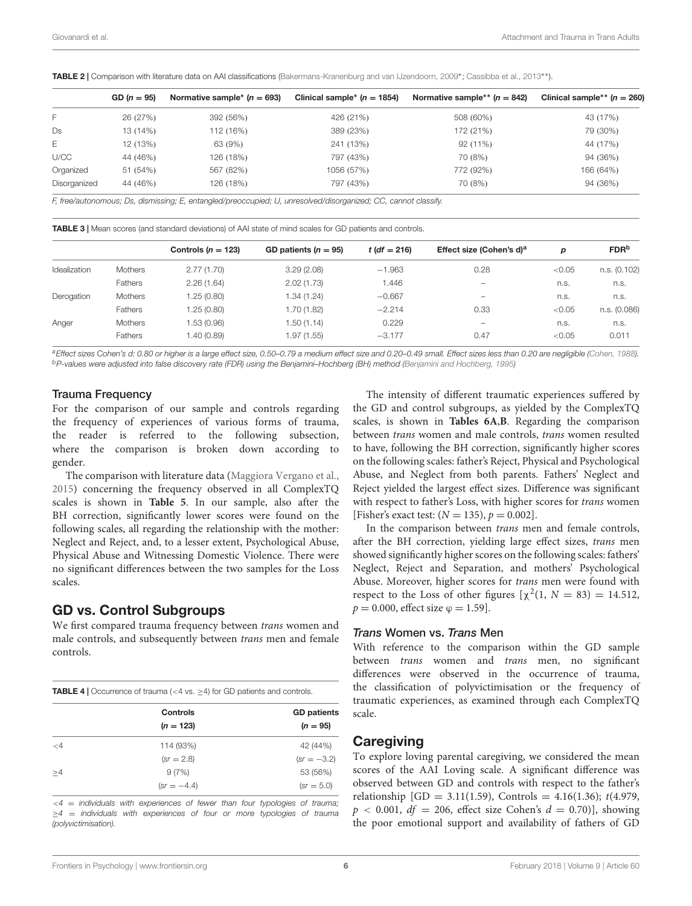**TABLE 2 |** Comparison with literature data on AAI classifications (Bakermans-Kranenburg and van IJzendoorn, 2009*; Cassibba et al., 2013**).

| | GD ($n = 95$) | Normative sample* ($n = 693$) | Clinical sample* ($n = 1854$) | Normative sample** ($n = 842$) | Clinical sample** ($n = 260$) |
|---|---|---|---|---|---|
| F | 26 (27%) | 392 (56%) | 426 (21%) | 508 (60%) | 43 (17%) |
| Ds | 13 (14%) | 112 (16%) | 389 (23%) | 172 (21%) | 79 (30%) |
| E | 12 (13%) | 63 (9%) | 241 (13%) | 92 (11%) | 44 (17%) |
| U/CC | 44 (46%) | 126 (18%) | 797 (43%) | 70 (8%) | 94 (36%) |
| Organized | 51 (54%) | 567 (82%) | 1056 (57%) | 772 (92%) | 166 (64%) |
| Disorganized | 44 (46%) | 126 (18%) | 797 (43%) | 70 (8%) | 94 (36%) |

*F, free/autonomous; Ds, dismissing; E, entangled/preoccupied; U, unresolved/disorganized; CC, cannot classify.*

**TABLE 3 |** Mean scores (and standard deviations) of AAI state of mind scales for GD patients and controls.

| | | Controls ($n = 123$) | GD patients ($n = 95$) | $t$ ($df = 216$) | Effect size (Cohen's d)[a] | $p$ | FDR[b] |
|---|---|---|---|---|---|---|---|
| Idealization | Mothers | 2.77 (1.70) | 3.29 (2.08) | −1.963 | 0.28 | <0.05 | n.s. (0.102) |
| | Fathers | 2.26 (1.64) | 2.02 (1.73) | 1.446 | – | n.s. | n.s. |
| Derogation | Mothers | 1.25 (0.80) | 1.34 (1.24) | −0.667 | – | n.s. | n.s. |
| | Fathers | 1.25 (0.80) | 1.70 (1.82) | −2.214 | 0.33 | <0.05 | n.s. (0.086) |
| Anger | Mothers | 1.53 (0.96) | 1.50 (1.14) | 0.229 | – | n.s. | n.s. |
| | Fathers | 1.40 (0.89) | 1.97 (1.55) | −3.177 | 0.47 | <0.05 | 0.011 |

[a]*Effect sizes Cohen's d: 0.80 or higher is a large effect size, 0.50–0.79 a medium effect size and 0.20–0.49 small. Effect sizes less than 0.20 are negligible (Cohen, 1988).*
[b]*P-values were adjusted into false discovery rate (FDR) using the Benjamini–Hochberg (BH) method (Benjamini and Hochberg, 1995)*

### Trauma Frequency

For the comparison of our sample and controls regarding the frequency of experiences of various forms of trauma, the reader is referred to the following subsection, where the comparison is broken down according to gender.

The comparison with literature data (Maggiora Vergano et al., 2015) concerning the frequency observed in all ComplexTQ scales is shown in **Table 5**. In our sample, also after the BH correction, significantly lower scores were found on the following scales, all regarding the relationship with the mother: Neglect and Reject, and, to a lesser extent, Psychological Abuse, Physical Abuse and Witnessing Domestic Violence. There were no significant differences between the two samples for the Loss scales.

## GD vs. Control Subgroups

We first compared trauma frequency between *trans* women and male controls, and subsequently between *trans* men and female controls.

**TABLE 4 |** Occurrence of trauma (<4 vs. ≥4) for GD patients and controls.

| | Controls ($n = 123$) | GD patients ($n = 95$) |
|---|---|---|
| <4 | 114 (93%) | 42 (44%) |
| | ($sr = 2.8$) | ($sr = -3.2$) |
| ≥4 | 9 (7%) | 53 (56%) |
| | ($sr = -4.4$) | ($sr = 5.0$) |

*<4 = individuals with experiences of fewer than four typologies of trauma; ≥4 = individuals with experiences of four or more typologies of trauma (polyvictimisation).*

The intensity of different traumatic experiences suffered by the GD and control subgroups, as yielded by the ComplexTQ scales, is shown in **Tables 6A,B**. Regarding the comparison between *trans* women and male controls, *trans* women resulted to have, following the BH correction, significantly higher scores on the following scales: father's Reject, Physical and Psychological Abuse, and Neglect from both parents. Fathers' Neglect and Reject yielded the largest effect sizes. Difference was significant with respect to father's Loss, with higher scores for *trans* women [Fisher's exact test: ($N = 135$), $p = 0.002$].

In the comparison between *trans* men and female controls, after the BH correction, yielding large effect sizes, *trans* men showed significantly higher scores on the following scales: fathers' Neglect, Reject and Separation, and mothers' Psychological Abuse. Moreover, higher scores for *trans* men were found with respect to the Loss of other figures [$\chi^2(1, N = 83) = 14.512$, $p = 0.000$, effect size $\varphi = 1.59$].

### *Trans* Women vs. *Trans* Men

With reference to the comparison within the GD sample between *trans* women and *trans* men, no significant differences were observed in the occurrence of trauma, the classification of polyvictimisation or the frequency of traumatic experiences, as examined through each ComplexTQ scale.

## Caregiving

To explore loving parental caregiving, we considered the mean scores of the AAI Loving scale. A significant difference was observed between GD and controls with respect to the father's relationship [GD = 3.11(1.59), Controls = 4.16(1.36); $t(4.979$, $p < 0.001$, $df = 206$, effect size Cohen's $d = 0.70)$], showing the poor emotional support and availability of fathers of GD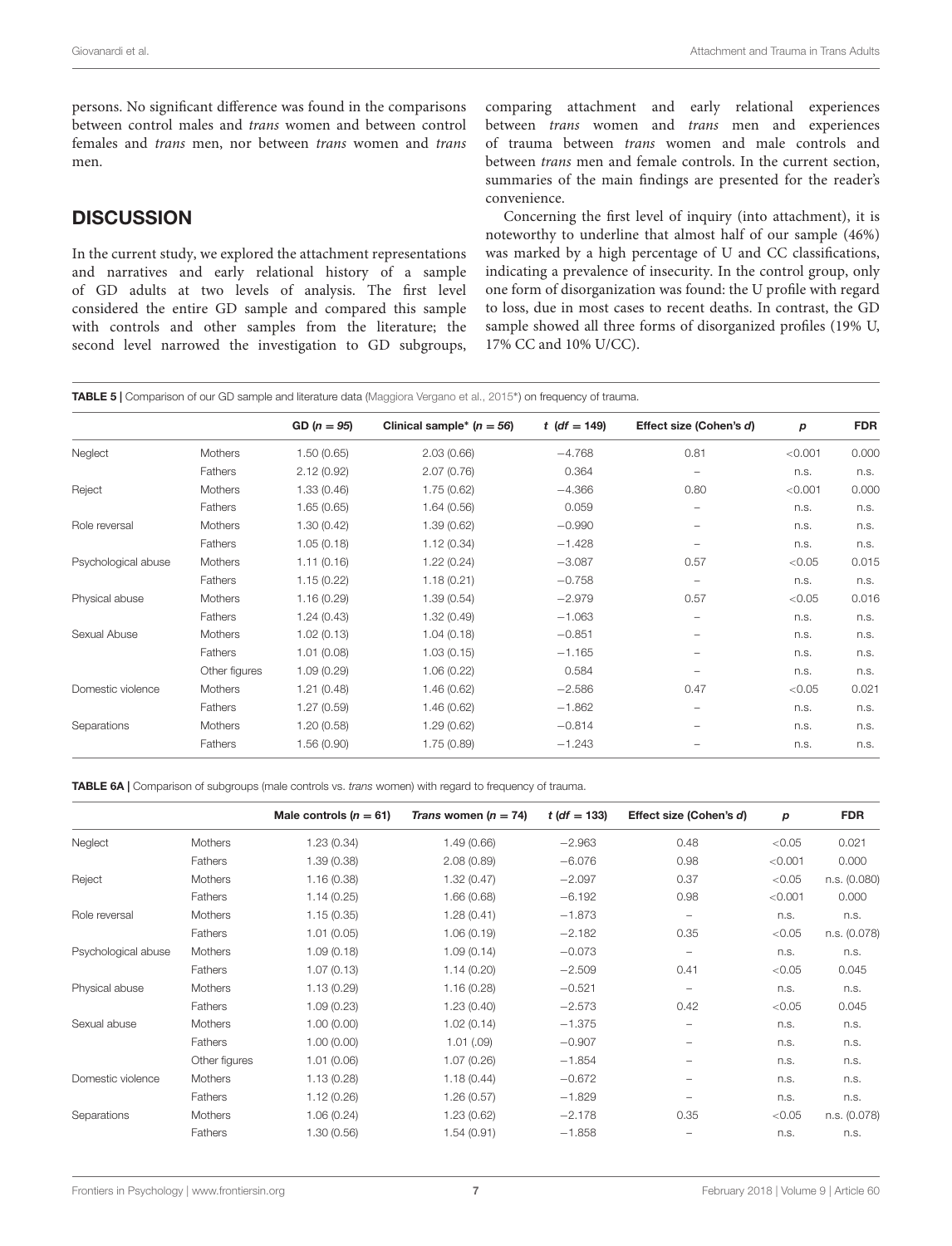persons. No significant difference was found in the comparisons between control males and *trans* women and between control females and *trans* men, nor between *trans* women and *trans* men.

## DISCUSSION

In the current study, we explored the attachment representations and narratives and early relational history of a sample of GD adults at two levels of analysis. The first level considered the entire GD sample and compared this sample with controls and other samples from the literature; the second level narrowed the investigation to GD subgroups, comparing attachment and early relational experiences between *trans* women and *trans* men and experiences of trauma between *trans* women and male controls and between *trans* men and female controls. In the current section, summaries of the main findings are presented for the reader's convenience.

Concerning the first level of inquiry (into attachment), it is noteworthy to underline that almost half of our sample (46%) was marked by a high percentage of U and CC classifications, indicating a prevalence of insecurity. In the control group, only one form of disorganization was found: the U profile with regard to loss, due in most cases to recent deaths. In contrast, the GD sample showed all three forms of disorganized profiles (19% U, 17% CC and 10% U/CC).

**TABLE 5 |** Comparison of our GD sample and literature data (Maggiora Vergano et al., 2015*) on frequency of trauma.

| | | GD ($n = 95$) | Clinical sample* ($n = 56$) | $t$ ($df = 149$) | Effect size (Cohen's $d$) | $p$ | FDR |
|---|---|---|---|---|---|---|---|
| Neglect | Mothers | 1.50 (0.65) | 2.03 (0.66) | −4.768 | 0.81 | <0.001 | 0.000 |
| | Fathers | 2.12 (0.92) | 2.07 (0.76) | 0.364 | – | n.s. | n.s. |
| Reject | Mothers | 1.33 (0.46) | 1.75 (0.62) | −4.366 | 0.80 | <0.001 | 0.000 |
| | Fathers | 1.65 (0.65) | 1.64 (0.56) | 0.059 | – | n.s. | n.s. |
| Role reversal | Mothers | 1.30 (0.42) | 1.39 (0.62) | −0.990 | – | n.s. | n.s. |
| | Fathers | 1.05 (0.18) | 1.12 (0.34) | −1.428 | – | n.s. | n.s. |
| Psychological abuse | Mothers | 1.11 (0.16) | 1.22 (0.24) | −3.087 | 0.57 | <0.05 | 0.015 |
| | Fathers | 1.15 (0.22) | 1.18 (0.21) | −0.758 | – | n.s. | n.s. |
| Physical abuse | Mothers | 1.16 (0.29) | 1.39 (0.54) | −2.979 | 0.57 | <0.05 | 0.016 |
| | Fathers | 1.24 (0.43) | 1.32 (0.49) | −1.063 | – | n.s. | n.s. |
| Sexual Abuse | Mothers | 1.02 (0.13) | 1.04 (0.18) | −0.851 | – | n.s. | n.s. |
| | Fathers | 1.01 (0.08) | 1.03 (0.15) | −1.165 | – | n.s. | n.s. |
| | Other figures | 1.09 (0.29) | 1.06 (0.22) | 0.584 | – | n.s. | n.s. |
| Domestic violence | Mothers | 1.21 (0.48) | 1.46 (0.62) | −2.586 | 0.47 | <0.05 | 0.021 |
| | Fathers | 1.27 (0.59) | 1.46 (0.62) | −1.862 | – | n.s. | n.s. |
| Separations | Mothers | 1.20 (0.58) | 1.29 (0.62) | −0.814 | – | n.s. | n.s. |
| | Fathers | 1.56 (0.90) | 1.75 (0.89) | −1.243 | – | n.s. | n.s. |

**TABLE 6A |** Comparison of subgroups (male controls vs. *trans* women) with regard to frequency of trauma.

| | | Male controls ($n = 61$) | *Trans* women ($n = 74$) | $t$ ($df = 133$) | Effect size (Cohen's $d$) | $p$ | FDR |
|---|---|---|---|---|---|---|---|
| Neglect | Mothers | 1.23 (0.34) | 1.49 (0.66) | −2.963 | 0.48 | <0.05 | 0.021 |
| | Fathers | 1.39 (0.38) | 2.08 (0.89) | −6.076 | 0.98 | <0.001 | 0.000 |
| Reject | Mothers | 1.16 (0.38) | 1.32 (0.47) | −2.097 | 0.37 | <0.05 | n.s. (0.080) |
| | Fathers | 1.14 (0.25) | 1.66 (0.68) | −6.192 | 0.98 | <0.001 | 0.000 |
| Role reversal | Mothers | 1.15 (0.35) | 1.28 (0.41) | −1.873 | – | n.s. | n.s. |
| | Fathers | 1.01 (0.05) | 1.06 (0.19) | −2.182 | 0.35 | <0.05 | n.s. (0.078) |
| Psychological abuse | Mothers | 1.09 (0.18) | 1.09 (0.14) | −0.073 | – | n.s. | n.s. |
| | Fathers | 1.07 (0.13) | 1.14 (0.20) | −2.509 | 0.41 | <0.05 | 0.045 |
| Physical abuse | Mothers | 1.13 (0.29) | 1.16 (0.28) | −0.521 | – | n.s. | n.s. |
| | Fathers | 1.09 (0.23) | 1.23 (0.40) | −2.573 | 0.42 | <0.05 | 0.045 |
| Sexual abuse | Mothers | 1.00 (0.00) | 1.02 (0.14) | −1.375 | – | n.s. | n.s. |
| | Fathers | 1.00 (0.00) | 1.01 (.09) | −0.907 | – | n.s. | n.s. |
| | Other figures | 1.01 (0.06) | 1.07 (0.26) | −1.854 | – | n.s. | n.s. |
| Domestic violence | Mothers | 1.13 (0.28) | 1.18 (0.44) | −0.672 | – | n.s. | n.s. |
| | Fathers | 1.12 (0.26) | 1.26 (0.57) | −1.829 | – | n.s. | n.s. |
| Separations | Mothers | 1.06 (0.24) | 1.23 (0.62) | −2.178 | 0.35 | <0.05 | n.s. (0.078) |
| | Fathers | 1.30 (0.56) | 1.54 (0.91) | −1.858 | – | n.s. | n.s. |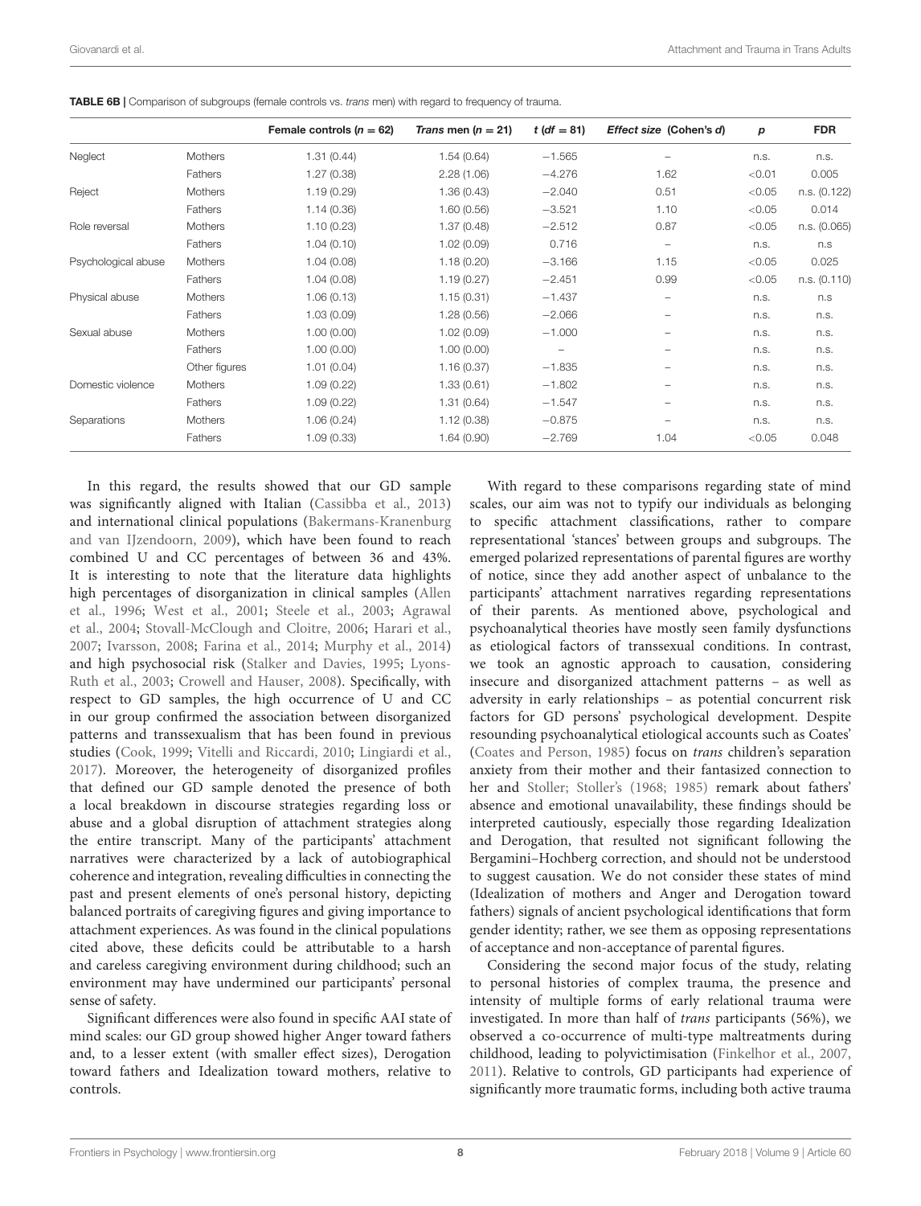**TABLE 6B** | Comparison of subgroups (female controls vs. *trans* men) with regard to frequency of trauma.

| | | Female controls ($n = 62$) | *Trans* men ($n = 21$) | $t$ ($df = 81$) | *Effect size* (Cohen's $d$) | $p$ | FDR |
|---|---|---|---|---|---|---|---|
| Neglect | Mothers | 1.31 (0.44) | 1.54 (0.64) | −1.565 | – | n.s. | n.s. |
| | Fathers | 1.27 (0.38) | 2.28 (1.06) | −4.276 | 1.62 | <0.01 | 0.005 |
| Reject | Mothers | 1.19 (0.29) | 1.36 (0.43) | −2.040 | 0.51 | <0.05 | n.s. (0.122) |
| | Fathers | 1.14 (0.36) | 1.60 (0.56) | −3.521 | 1.10 | <0.05 | 0.014 |
| Role reversal | Mothers | 1.10 (0.23) | 1.37 (0.48) | −2.512 | 0.87 | <0.05 | n.s. (0.065) |
| | Fathers | 1.04 (0.10) | 1.02 (0.09) | 0.716 | – | n.s. | n.s |
| Psychological abuse | Mothers | 1.04 (0.08) | 1.18 (0.20) | −3.166 | 1.15 | <0.05 | 0.025 |
| | Fathers | 1.04 (0.08) | 1.19 (0.27) | −2.451 | 0.99 | <0.05 | n.s. (0.110) |
| Physical abuse | Mothers | 1.06 (0.13) | 1.15 (0.31) | −1.437 | – | n.s. | n.s |
| | Fathers | 1.03 (0.09) | 1.28 (0.56) | −2.066 | – | n.s. | n.s. |
| Sexual abuse | Mothers | 1.00 (0.00) | 1.02 (0.09) | −1.000 | – | n.s. | n.s. |
| | Fathers | 1.00 (0.00) | 1.00 (0.00) | – | – | n.s. | n.s. |
| | Other figures | 1.01 (0.04) | 1.16 (0.37) | −1.835 | – | n.s. | n.s. |
| Domestic violence | Mothers | 1.09 (0.22) | 1.33 (0.61) | −1.802 | – | n.s. | n.s. |
| | Fathers | 1.09 (0.22) | 1.31 (0.64) | −1.547 | – | n.s. | n.s. |
| Separations | Mothers | 1.06 (0.24) | 1.12 (0.38) | −0.875 | – | n.s. | n.s. |
| | Fathers | 1.09 (0.33) | 1.64 (0.90) | −2.769 | 1.04 | <0.05 | 0.048 |

In this regard, the results showed that our GD sample was significantly aligned with Italian (Cassibba et al., 2013) and international clinical populations (Bakermans-Kranenburg and van IJzendoorn, 2009), which have been found to reach combined U and CC percentages of between 36 and 43%. It is interesting to note that the literature data highlights high percentages of disorganization in clinical samples (Allen et al., 1996; West et al., 2001; Steele et al., 2003; Agrawal et al., 2004; Stovall-McClough and Cloitre, 2006; Harari et al., 2007; Ivarsson, 2008; Farina et al., 2014; Murphy et al., 2014) and high psychosocial risk (Stalker and Davies, 1995; Lyons-Ruth et al., 2003; Crowell and Hauser, 2008). Specifically, with respect to GD samples, the high occurrence of U and CC in our group confirmed the association between disorganized patterns and transsexualism that has been found in previous studies (Cook, 1999; Vitelli and Riccardi, 2010; Lingiardi et al., 2017). Moreover, the heterogeneity of disorganized profiles that defined our GD sample denoted the presence of both a local breakdown in discourse strategies regarding loss or abuse and a global disruption of attachment strategies along the entire transcript. Many of the participants' attachment narratives were characterized by a lack of autobiographical coherence and integration, revealing difficulties in connecting the past and present elements of one's personal history, depicting balanced portraits of caregiving figures and giving importance to attachment experiences. As was found in the clinical populations cited above, these deficits could be attributable to a harsh and careless caregiving environment during childhood; such an environment may have undermined our participants' personal sense of safety.

Significant differences were also found in specific AAI state of mind scales: our GD group showed higher Anger toward fathers and, to a lesser extent (with smaller effect sizes), Derogation toward fathers and Idealization toward mothers, relative to controls.

With regard to these comparisons regarding state of mind scales, our aim was not to typify our individuals as belonging to specific attachment classifications, rather to compare representational 'stances' between groups and subgroups. The emerged polarized representations of parental figures are worthy of notice, since they add another aspect of unbalance to the participants' attachment narratives regarding representations of their parents. As mentioned above, psychological and psychoanalytical theories have mostly seen family dysfunctions as etiological factors of transsexual conditions. In contrast, we took an agnostic approach to causation, considering insecure and disorganized attachment patterns – as well as adversity in early relationships – as potential concurrent risk factors for GD persons' psychological development. Despite resounding psychoanalytical etiological accounts such as Coates' (Coates and Person, 1985) focus on *trans* children's separation anxiety from their mother and their fantasized connection to her and Stoller; Stoller's (1968; 1985) remark about fathers' absence and emotional unavailability, these findings should be interpreted cautiously, especially those regarding Idealization and Derogation, that resulted not significant following the Bergamini–Hochberg correction, and should not be understood to suggest causation. We do not consider these states of mind (Idealization of mothers and Anger and Derogation toward fathers) signals of ancient psychological identifications that form gender identity; rather, we see them as opposing representations of acceptance and non-acceptance of parental figures.

Considering the second major focus of the study, relating to personal histories of complex trauma, the presence and intensity of multiple forms of early relational trauma were investigated. In more than half of *trans* participants (56%), we observed a co-occurrence of multi-type maltreatments during childhood, leading to polyvictimisation (Finkelhor et al., 2007, 2011). Relative to controls, GD participants had experience of significantly more traumatic forms, including both active trauma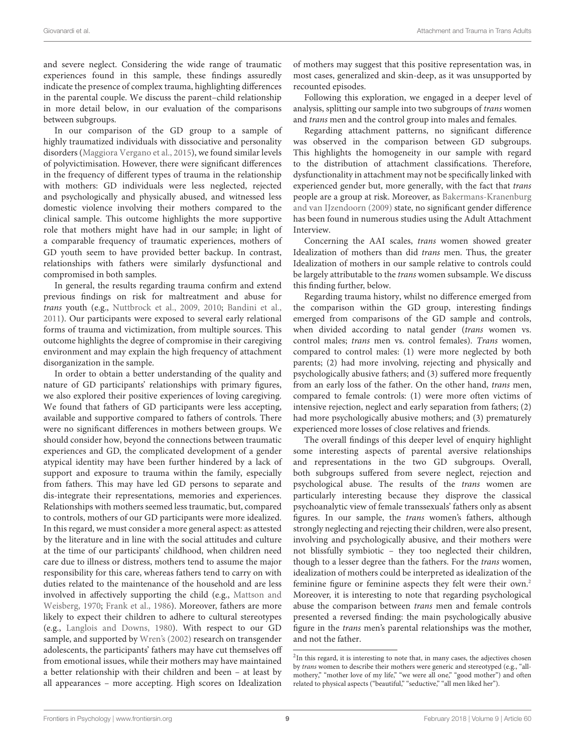and severe neglect. Considering the wide range of traumatic experiences found in this sample, these findings assuredly indicate the presence of complex trauma, highlighting differences in the parental couple. We discuss the parent–child relationship in more detail below, in our evaluation of the comparisons between subgroups.

In our comparison of the GD group to a sample of highly traumatized individuals with dissociative and personality disorders (Maggiora Vergano et al., 2015), we found similar levels of polyvictimisation. However, there were significant differences in the frequency of different types of trauma in the relationship with mothers: GD individuals were less neglected, rejected and psychologically and physically abused, and witnessed less domestic violence involving their mothers compared to the clinical sample. This outcome highlights the more supportive role that mothers might have had in our sample; in light of a comparable frequency of traumatic experiences, mothers of GD youth seem to have provided better backup. In contrast, relationships with fathers were similarly dysfunctional and compromised in both samples.

In general, the results regarding trauma confirm and extend previous findings on risk for maltreatment and abuse for *trans* youth (e.g., Nuttbrock et al., 2009, 2010; Bandini et al., 2011). Our participants were exposed to several early relational forms of trauma and victimization, from multiple sources. This outcome highlights the degree of compromise in their caregiving environment and may explain the high frequency of attachment disorganization in the sample.

In order to obtain a better understanding of the quality and nature of GD participants' relationships with primary figures, we also explored their positive experiences of loving caregiving. We found that fathers of GD participants were less accepting, available and supportive compared to fathers of controls. There were no significant differences in mothers between groups. We should consider how, beyond the connections between traumatic experiences and GD, the complicated development of a gender atypical identity may have been further hindered by a lack of support and exposure to trauma within the family, especially from fathers. This may have led GD persons to separate and dis-integrate their representations, memories and experiences. Relationships with mothers seemed less traumatic, but, compared to controls, mothers of our GD participants were more idealized. In this regard, we must consider a more general aspect: as attested by the literature and in line with the social attitudes and culture at the time of our participants' childhood, when children need care due to illness or distress, mothers tend to assume the major responsibility for this care, whereas fathers tend to carry on with duties related to the maintenance of the household and are less involved in affectively supporting the child (e.g., Mattson and Weisberg, 1970; Frank et al., 1986). Moreover, fathers are more likely to expect their children to adhere to cultural stereotypes (e.g., Langlois and Downs, 1980). With respect to our GD sample, and supported by Wren's (2002) research on transgender adolescents, the participants' fathers may have cut themselves off from emotional issues, while their mothers may have maintained a better relationship with their children and been – at least by all appearances – more accepting. High scores on Idealization of mothers may suggest that this positive representation was, in most cases, generalized and skin-deep, as it was unsupported by recounted episodes.

Following this exploration, we engaged in a deeper level of analysis, splitting our sample into two subgroups of *trans* women and *trans* men and the control group into males and females.

Regarding attachment patterns, no significant difference was observed in the comparison between GD subgroups. This highlights the homogeneity in our sample with regard to the distribution of attachment classifications. Therefore, dysfunctionality in attachment may not be specifically linked with experienced gender but, more generally, with the fact that *trans* people are a group at risk. Moreover, as Bakermans-Kranenburg and van IJzendoorn (2009) state, no significant gender difference has been found in numerous studies using the Adult Attachment Interview.

Concerning the AAI scales, *trans* women showed greater Idealization of mothers than did *trans* men. Thus, the greater Idealization of mothers in our sample relative to controls could be largely attributable to the *trans* women subsample. We discuss this finding further, below.

Regarding trauma history, whilst no difference emerged from the comparison within the GD group, interesting findings emerged from comparisons of the GD sample and controls, when divided according to natal gender (*trans* women vs. control males; *trans* men vs. control females). *Trans* women, compared to control males: (1) were more neglected by both parents; (2) had more involving, rejecting and physically and psychologically abusive fathers; and (3) suffered more frequently from an early loss of the father. On the other hand, *trans* men, compared to female controls: (1) were more often victims of intensive rejection, neglect and early separation from fathers; (2) had more psychologically abusive mothers; and (3) prematurely experienced more losses of close relatives and friends.

The overall findings of this deeper level of enquiry highlight some interesting aspects of parental aversive relationships and representations in the two GD subgroups. Overall, both subgroups suffered from severe neglect, rejection and psychological abuse. The results of the *trans* women are particularly interesting because they disprove the classical psychoanalytic view of female transsexuals' fathers only as absent figures. In our sample, the *trans* women's fathers, although strongly neglecting and rejecting their children, were also present, involving and psychologically abusive, and their mothers were not blissfully symbiotic – they too neglected their children, though to a lesser degree than the fathers. For the *trans* women, idealization of mothers could be interpreted as idealization of the feminine figure or feminine aspects they felt were their own.[2] Moreover, it is interesting to note that regarding psychological abuse the comparison between *trans* men and female controls presented a reversed finding: the main psychologically abusive figure in the *trans* men's parental relationships was the mother, and not the father.

[2]In this regard, it is interesting to note that, in many cases, the adjectives chosen by *trans* women to describe their mothers were generic and stereotyped (e.g., "all-mothery," "mother love of my life," "we were all one," "good mother") and often related to physical aspects ("beautiful," "seductive," "all men liked her").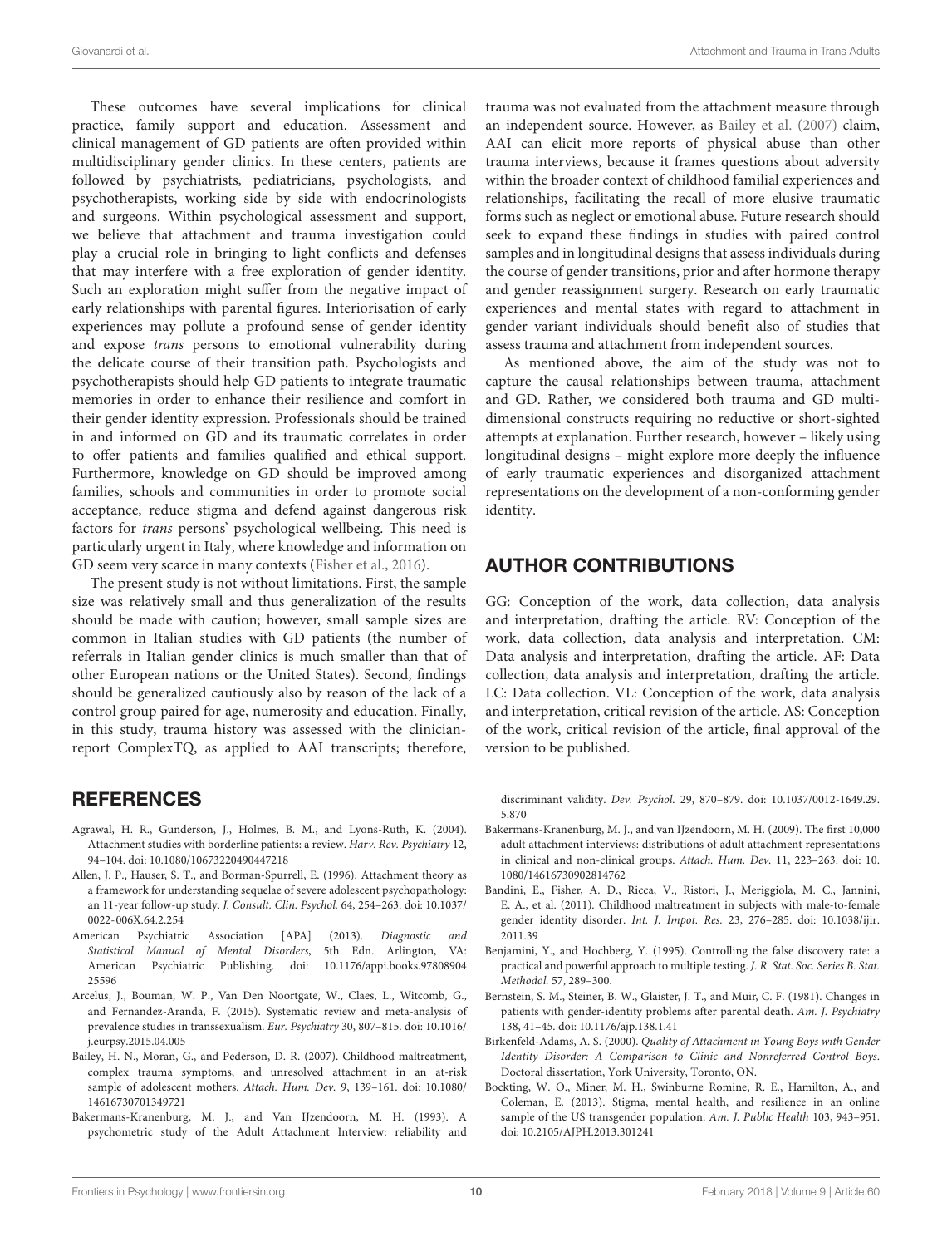These outcomes have several implications for clinical practice, family support and education. Assessment and clinical management of GD patients are often provided within multidisciplinary gender clinics. In these centers, patients are followed by psychiatrists, pediatricians, psychologists, and psychotherapists, working side by side with endocrinologists and surgeons. Within psychological assessment and support, we believe that attachment and trauma investigation could play a crucial role in bringing to light conflicts and defenses that may interfere with a free exploration of gender identity. Such an exploration might suffer from the negative impact of early relationships with parental figures. Interiorisation of early experiences may pollute a profound sense of gender identity and expose *trans* persons to emotional vulnerability during the delicate course of their transition path. Psychologists and psychotherapists should help GD patients to integrate traumatic memories in order to enhance their resilience and comfort in their gender identity expression. Professionals should be trained in and informed on GD and its traumatic correlates in order to offer patients and families qualified and ethical support. Furthermore, knowledge on GD should be improved among families, schools and communities in order to promote social acceptance, reduce stigma and defend against dangerous risk factors for *trans* persons' psychological wellbeing. This need is particularly urgent in Italy, where knowledge and information on GD seem very scarce in many contexts (Fisher et al., 2016).

The present study is not without limitations. First, the sample size was relatively small and thus generalization of the results should be made with caution; however, small sample sizes are common in Italian studies with GD patients (the number of referrals in Italian gender clinics is much smaller than that of other European nations or the United States). Second, findings should be generalized cautiously also by reason of the lack of a control group paired for age, numerosity and education. Finally, in this study, trauma history was assessed with the clinician-report ComplexTQ, as applied to AAI transcripts; therefore, trauma was not evaluated from the attachment measure through an independent source. However, as Bailey et al. (2007) claim, AAI can elicit more reports of physical abuse than other trauma interviews, because it frames questions about adversity within the broader context of childhood familial experiences and relationships, facilitating the recall of more elusive traumatic forms such as neglect or emotional abuse. Future research should seek to expand these findings in studies with paired control samples and in longitudinal designs that assess individuals during the course of gender transitions, prior and after hormone therapy and gender reassignment surgery. Research on early traumatic experiences and mental states with regard to attachment in gender variant individuals should benefit also of studies that assess trauma and attachment from independent sources.

As mentioned above, the aim of the study was not to capture the causal relationships between trauma, attachment and GD. Rather, we considered both trauma and GD multidimensional constructs requiring no reductive or short-sighted attempts at explanation. Further research, however – likely using longitudinal designs – might explore more deeply the influence of early traumatic experiences and disorganized attachment representations on the development of a non-conforming gender identity.

## AUTHOR CONTRIBUTIONS

GG: Conception of the work, data collection, data analysis and interpretation, drafting the article. RV: Conception of the work, data collection, data analysis and interpretation. CM: Data analysis and interpretation, drafting the article. AF: Data collection, data analysis and interpretation, drafting the article. LC: Data collection. VL: Conception of the work, data analysis and interpretation, critical revision of the article. AS: Conception of the work, critical revision of the article, final approval of the version to be published.

## REFERENCES

Agrawal, H. R., Gunderson, J., Holmes, B. M., and Lyons-Ruth, K. (2004). Attachment studies with borderline patients: a review. *Harv. Rev. Psychiatry* 12, 94–104. doi: 10.1080/10673220490447218

Allen, J. P., Hauser, S. T., and Borman-Spurrell, E. (1996). Attachment theory as a framework for understanding sequelae of severe adolescent psychopathology: an 11-year follow-up study. *J. Consult. Clin. Psychol.* 64, 254–263. doi: 10.1037/0022-006X.64.2.254

American Psychiatric Association [APA] (2013). *Diagnostic and Statistical Manual of Mental Disorders*, 5th Edn. Arlington, VA: American Psychiatric Publishing. doi: 10.1176/appi.books.9780890425596

Arcelus, J., Bouman, W. P., Van Den Noortgate, W., Claes, L., Witcomb, G., and Fernandez-Aranda, F. (2015). Systematic review and meta-analysis of prevalence studies in transsexualism. *Eur. Psychiatry* 30, 807–815. doi: 10.1016/j.eurpsy.2015.04.005

Bailey, H. N., Moran, G., and Pederson, D. R. (2007). Childhood maltreatment, complex trauma symptoms, and unresolved attachment in an at-risk sample of adolescent mothers. *Attach. Hum. Dev.* 9, 139–161. doi: 10.1080/14616730701349721

Bakermans-Kranenburg, M. J., and Van IJzendoorn, M. H. (1993). A psychometric study of the Adult Attachment Interview: reliability and discriminant validity. *Dev. Psychol.* 29, 870–879. doi: 10.1037/0012-1649.29.5.870

Bakermans-Kranenburg, M. J., and van IJzendoorn, M. H. (2009). The first 10,000 adult attachment interviews: distributions of adult attachment representations in clinical and non-clinical groups. *Attach. Hum. Dev.* 11, 223–263. doi: 10.1080/14616730902814762

Bandini, E., Fisher, A. D., Ricca, V., Ristori, J., Meriggiola, M. C., Jannini, E. A., et al. (2011). Childhood maltreatment in subjects with male-to-female gender identity disorder. *Int. J. Impot. Res.* 23, 276–285. doi: 10.1038/ijir.2011.39

Benjamini, Y., and Hochberg, Y. (1995). Controlling the false discovery rate: a practical and powerful approach to multiple testing. *J. R. Stat. Soc. Series B. Stat. Methodol.* 57, 289–300.

Bernstein, S. M., Steiner, B. W., Glaister, J. T., and Muir, C. F. (1981). Changes in patients with gender-identity problems after parental death. *Am. J. Psychiatry* 138, 41–45. doi: 10.1176/ajp.138.1.41

Birkenfeld-Adams, A. S. (2000). *Quality of Attachment in Young Boys with Gender Identity Disorder: A Comparison to Clinic and Nonreferred Control Boys*. Doctoral dissertation, York University, Toronto, ON.

Bockting, W. O., Miner, M. H., Swinburne Romine, R. E., Hamilton, A., and Coleman, E. (2013). Stigma, mental health, and resilience in an online sample of the US transgender population. *Am. J. Public Health* 103, 943–951. doi: 10.2105/AJPH.2013.301241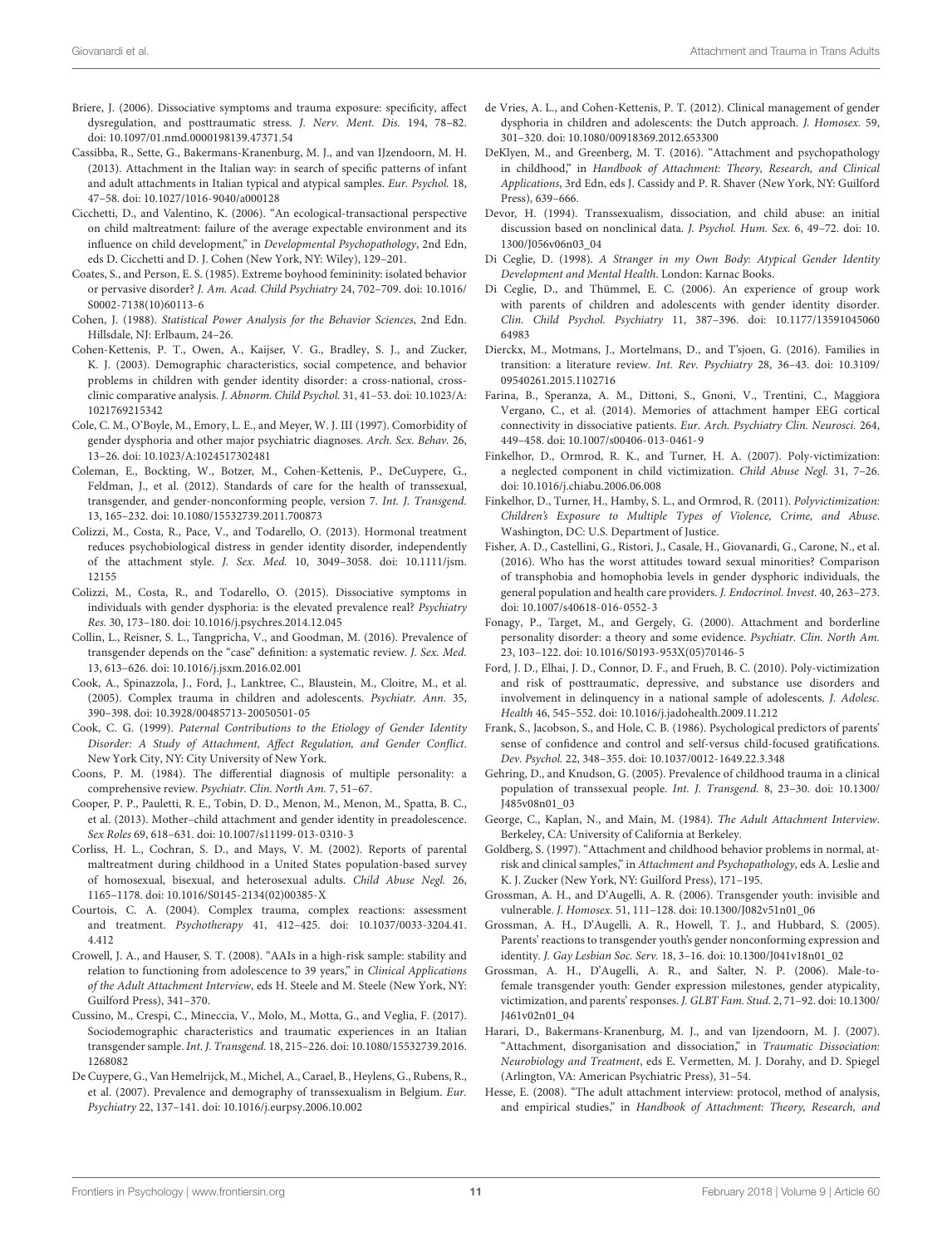Briere, J. (2006). Dissociative symptoms and trauma exposure: specificity, affect dysregulation, and posttraumatic stress. *J. Nerv. Ment. Dis.* 194, 78–82. doi: 10.1097/01.nmd.0000198139.47371.54

Cassibba, R., Sette, G., Bakermans-Kranenburg, M. J., and van IJzendoorn, M. H. (2013). Attachment in the Italian way: in search of specific patterns of infant and adult attachments in Italian typical and atypical samples. *Eur. Psychol.* 18, 47–58. doi: 10.1027/1016-9040/a000128

Cicchetti, D., and Valentino, K. (2006). "An ecological-transactional perspective on child maltreatment: failure of the average expectable environment and its influence on child development," in *Developmental Psychopathology*, 2nd Edn, eds D. Cicchetti and D. J. Cohen (New York, NY: Wiley), 129–201.

Coates, S., and Person, E. S. (1985). Extreme boyhood femininity: isolated behavior or pervasive disorder? *J. Am. Acad. Child Psychiatry* 24, 702–709. doi: 10.1016/S0002-7138(10)60113-6

Cohen, J. (1988). *Statistical Power Analysis for the Behavior Sciences*, 2nd Edn. Hillsdale, NJ: Erlbaum, 24–26.

Cohen-Kettenis, P. T., Owen, A., Kaijser, V. G., Bradley, S. J., and Zucker, K. J. (2003). Demographic characteristics, social competence, and behavior problems in children with gender identity disorder: a cross-national, cross-clinic comparative analysis. *J. Abnorm. Child Psychol.* 31, 41–53. doi: 10.1023/A:1021769215342

Cole, C. M., O'Boyle, M., Emory, L. E., and Meyer, W. J. III (1997). Comorbidity of gender dysphoria and other major psychiatric diagnoses. *Arch. Sex. Behav.* 26, 13–26. doi: 10.1023/A:1024517302481

Coleman, E., Bockting, W., Botzer, M., Cohen-Kettenis, P., DeCuypere, G., Feldman, J., et al. (2012). Standards of care for the health of transsexual, transgender, and gender-nonconforming people, version 7. *Int. J. Transgend.* 13, 165–232. doi: 10.1080/15532739.2011.700873

Colizzi, M., Costa, R., Pace, V., and Todarello, O. (2013). Hormonal treatment reduces psychobiological distress in gender identity disorder, independently of the attachment style. *J. Sex. Med.* 10, 3049–3058. doi: 10.1111/jsm.12155

Colizzi, M., Costa, R., and Todarello, O. (2015). Dissociative symptoms in individuals with gender dysphoria: is the elevated prevalence real? *Psychiatry Res.* 30, 173–180. doi: 10.1016/j.psychres.2014.12.045

Collin, L., Reisner, S. L., Tangpricha, V., and Goodman, M. (2016). Prevalence of transgender depends on the "case" definition: a systematic review. *J. Sex. Med.* 13, 613–626. doi: 10.1016/j.jsxm.2016.02.001

Cook, A., Spinazzola, J., Ford, J., Lanktree, C., Blaustein, M., Cloitre, M., et al. (2005). Complex trauma in children and adolescents. *Psychiatr. Ann.* 35, 390–398. doi: 10.3928/00485713-20050501-05

Cook, C. G. (1999). *Paternal Contributions to the Etiology of Gender Identity Disorder: A Study of Attachment, Affect Regulation, and Gender Conflict*. New York City, NY: City University of New York.

Coons, P. M. (1984). The differential diagnosis of multiple personality: a comprehensive review. *Psychiatr. Clin. North Am.* 7, 51–67.

Cooper, P. P., Pauletti, R. E., Tobin, D. D., Menon, M., Menon, M., Spatta, B. C., et al. (2013). Mother–child attachment and gender identity in preadolescence. *Sex Roles* 69, 618–631. doi: 10.1007/s11199-013-0310-3

Corliss, H. L., Cochran, S. D., and Mays, V. M. (2002). Reports of parental maltreatment during childhood in a United States population-based survey of homosexual, bisexual, and heterosexual adults. *Child Abuse Negl.* 26, 1165–1178. doi: 10.1016/S0145-2134(02)00385-X

Courtois, C. A. (2004). Complex trauma, complex reactions: assessment and treatment. *Psychotherapy* 41, 412–425. doi: 10.1037/0033-3204.41.4.412

Crowell, J. A., and Hauser, S. T. (2008). "AAIs in a high-risk sample: stability and relation to functioning from adolescence to 39 years," in *Clinical Applications of the Adult Attachment Interview*, eds H. Steele and M. Steele (New York, NY: Guilford Press), 341–370.

Cussino, M., Crespi, C., Mineccia, V., Molo, M., Motta, G., and Veglia, F. (2017). Sociodemographic characteristics and traumatic experiences in an Italian transgender sample. *Int. J. Transgend.* 18, 215–226. doi: 10.1080/15532739.2016.1268082

De Cuypere, G., Van Hemelrijck, M., Michel, A., Carael, B., Heylens, G., Rubens, R., et al. (2007). Prevalence and demography of transsexualism in Belgium. *Eur. Psychiatry* 22, 137–141. doi: 10.1016/j.eurpsy.2006.10.002

de Vries, A. L., and Cohen-Kettenis, P. T. (2012). Clinical management of gender dysphoria in children and adolescents: the Dutch approach. *J. Homosex.* 59, 301–320. doi: 10.1080/00918369.2012.653300

DeKlyen, M., and Greenberg, M. T. (2016). "Attachment and psychopathology in childhood," in *Handbook of Attachment: Theory, Research, and Clinical Applications*, 3rd Edn, eds J. Cassidy and P. R. Shaver (New York, NY: Guilford Press), 639–666.

Devor, H. (1994). Transsexualism, dissociation, and child abuse: an initial discussion based on nonclinical data. *J. Psychol. Hum. Sex.* 6, 49–72. doi: 10.1300/J056v06n03_04

Di Ceglie, D. (1998). *A Stranger in my Own Body: Atypical Gender Identity Development and Mental Health*. London: Karnac Books.

Di Ceglie, D., and Thümmel, E. C. (2006). An experience of group work with parents of children and adolescents with gender identity disorder. *Clin. Child Psychol. Psychiatry* 11, 387–396. doi: 10.1177/1359104506064983

Dierckx, M., Motmans, J., Mortelmans, D., and T'sjoen, G. (2016). Families in transition: a literature review. *Int. Rev. Psychiatry* 28, 36–43. doi: 10.3109/09540261.2015.1102716

Farina, B., Speranza, A. M., Dittoni, S., Gnoni, V., Trentini, C., Maggiora Vergano, C., et al. (2014). Memories of attachment hamper EEG cortical connectivity in dissociative patients. *Eur. Arch. Psychiatry Clin. Neurosci.* 264, 449–458. doi: 10.1007/s00406-013-0461-9

Finkelhor, D., Ormrod, R. K., and Turner, H. A. (2007). Poly-victimization: a neglected component in child victimization. *Child Abuse Negl.* 31, 7–26. doi: 10.1016/j.chiabu.2006.06.008

Finkelhor, D., Turner, H., Hamby, S. L., and Ormrod, R. (2011). *Polyvictimization: Children's Exposure to Multiple Types of Violence, Crime, and Abuse*. Washington, DC: U.S. Department of Justice.

Fisher, A. D., Castellini, G., Ristori, J., Casale, H., Giovanardi, G., Carone, N., et al. (2016). Who has the worst attitudes toward sexual minorities? Comparison of transphobia and homophobia levels in gender dysphoric individuals, the general population and health care providers. *J. Endocrinol. Invest.* 40, 263–273. doi: 10.1007/s40618-016-0552-3

Fonagy, P., Target, M., and Gergely, G. (2000). Attachment and borderline personality disorder: a theory and some evidence. *Psychiatr. Clin. North Am.* 23, 103–122. doi: 10.1016/S0193-953X(05)70146-5

Ford, J. D., Elhai, J. D., Connor, D. F., and Frueh, B. C. (2010). Poly-victimization and risk of posttraumatic, depressive, and substance use disorders and involvement in delinquency in a national sample of adolescents. *J. Adolesc. Health* 46, 545–552. doi: 10.1016/j.jadohealth.2009.11.212

Frank, S., Jacobson, S., and Hole, C. B. (1986). Psychological predictors of parents' sense of confidence and control and self-versus child-focused gratifications. *Dev. Psychol.* 22, 348–355. doi: 10.1037/0012-1649.22.3.348

Gehring, D., and Knudson, G. (2005). Prevalence of childhood trauma in a clinical population of transsexual people. *Int. J. Transgend.* 8, 23–30. doi: 10.1300/J485v08n01_03

George, C., Kaplan, N., and Main, M. (1984). *The Adult Attachment Interview*. Berkeley, CA: University of California at Berkeley.

Goldberg, S. (1997). "Attachment and childhood behavior problems in normal, at-risk and clinical samples," in *Attachment and Psychopathology*, eds A. Leslie and K. J. Zucker (New York, NY: Guilford Press), 171–195.

Grossman, A. H., and D'Augelli, A. R. (2006). Transgender youth: invisible and vulnerable. *J. Homosex.* 51, 111–128. doi: 10.1300/J082v51n01_06

Grossman, A. H., D'Augelli, A. R., Howell, T. J., and Hubbard, S. (2005). Parents' reactions to transgender youth's gender nonconforming expression and identity. *J. Gay Lesbian Soc. Serv.* 18, 3–16. doi: 10.1300/J041v18n01_02

Grossman, A. H., D'Augelli, A. R., and Salter, N. P. (2006). Male-to-female transgender youth: Gender expression milestones, gender atypicality, victimization, and parents' responses. *J. GLBT Fam. Stud.* 2, 71–92. doi: 10.1300/J461v02n01_04

Harari, D., Bakermans-Kranenburg, M. J., and van Ijzendoorn, M. J. (2007). "Attachment, disorganisation and dissociation," in *Traumatic Dissociation: Neurobiology and Treatment*, eds E. Vermetten, M. J. Dorahy, and D. Spiegel (Arlington, VA: American Psychiatric Press), 31–54.

Hesse, E. (2008). "The adult attachment interview: protocol, method of analysis, and empirical studies," in *Handbook of Attachment: Theory, Research, and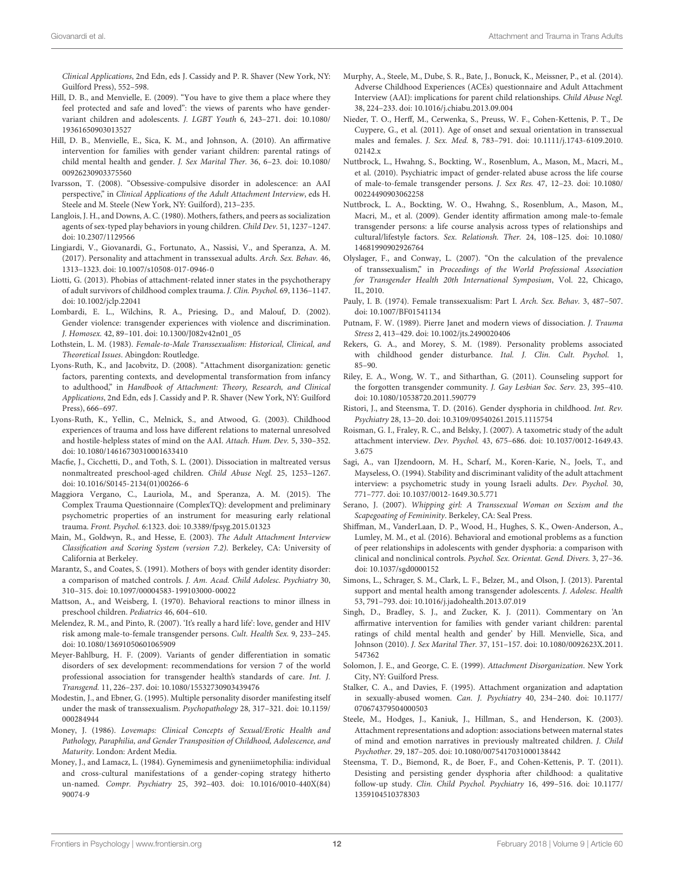*Clinical Applications*, 2nd Edn, eds J. Cassidy and P. R. Shaver (New York, NY: Guilford Press), 552–598.

Hill, D. B., and Menvielle, E. (2009). "You have to give them a place where they feel protected and safe and loved": the views of parents who have gender-variant children and adolescents. *J. LGBT Youth* 6, 243–271. doi: 10.1080/19361650903013527

Hill, D. B., Menvielle, E., Sica, K. M., and Johnson, A. (2010). An affirmative intervention for families with gender variant children: parental ratings of child mental health and gender. *J. Sex Marital Ther.* 36, 6–23. doi: 10.1080/00926230903375560

Ivarsson, T. (2008). "Obsessive-compulsive disorder in adolescence: an AAI perspective," in *Clinical Applications of the Adult Attachment Interview*, eds H. Steele and M. Steele (New York, NY: Guilford), 213–235.

Langlois, J. H., and Downs, A. C. (1980). Mothers, fathers, and peers as socialization agents of sex-typed play behaviors in young children. *Child Dev.* 51, 1237–1247. doi: 10.2307/1129566

Lingiardi, V., Giovanardi, G., Fortunato, A., Nassisi, V., and Speranza, A. M. (2017). Personality and attachment in transsexual adults. *Arch. Sex. Behav.* 46, 1313–1323. doi: 10.1007/s10508-017-0946-0

Liotti, G. (2013). Phobias of attachment-related inner states in the psychotherapy of adult survivors of childhood complex trauma. *J. Clin. Psychol.* 69, 1136–1147. doi: 10.1002/jclp.22041

Lombardi, E. L., Wilchins, R. A., Priesing, D., and Malouf, D. (2002). Gender violence: transgender experiences with violence and discrimination. *J. Homosex.* 42, 89–101. doi: 10.1300/J082v42n01_05

Lothstein, L. M. (1983). *Female-to-Male Transsexualism: Historical, Clinical, and Theoretical Issues*. Abingdon: Routledge.

Lyons-Ruth, K., and Jacobvitz, D. (2008). "Attachment disorganization: genetic factors, parenting contexts, and developmental transformation from infancy to adulthood," in *Handbook of Attachment: Theory, Research, and Clinical Applications*, 2nd Edn, eds J. Cassidy and P. R. Shaver (New York, NY: Guilford Press), 666–697.

Lyons-Ruth, K., Yellin, C., Melnick, S., and Atwood, G. (2003). Childhood experiences of trauma and loss have different relations to maternal unresolved and hostile-helpless states of mind on the AAI. *Attach. Hum. Dev.* 5, 330–352. doi: 10.1080/14616730310001633410

Macfie, J., Cicchetti, D., and Toth, S. L. (2001). Dissociation in maltreated versus nonmaltreated preschool-aged children. *Child Abuse Negl.* 25, 1253–1267. doi: 10.1016/S0145-2134(01)00266-6

Maggiora Vergano, C., Lauriola, M., and Speranza, A. M. (2015). The Complex Trauma Questionnaire (ComplexTQ): development and preliminary psychometric properties of an instrument for measuring early relational trauma. *Front. Psychol.* 6:1323. doi: 10.3389/fpsyg.2015.01323

Main, M., Goldwyn, R., and Hesse, E. (2003). *The Adult Attachment Interview Classification and Scoring System (version 7.2)*. Berkeley, CA: University of California at Berkeley.

Marantz, S., and Coates, S. (1991). Mothers of boys with gender identity disorder: a comparison of matched controls. *J. Am. Acad. Child Adolesc. Psychiatry* 30, 310–315. doi: 10.1097/00004583-199103000-00022

Mattson, A., and Weisberg, I. (1970). Behavioral reactions to minor illness in preschool children. *Pediatrics* 46, 604–610.

Melendez, R. M., and Pinto, R. (2007). 'It's really a hard life': love, gender and HIV risk among male-to-female transgender persons. *Cult. Health Sex.* 9, 233–245. doi: 10.1080/13691050601065909

Meyer-Bahlburg, H. F. (2009). Variants of gender differentiation in somatic disorders of sex development: recommendations for version 7 of the world professional association for transgender health's standards of care. *Int. J. Transgend.* 11, 226–237. doi: 10.1080/15532730903439476

Modestin, J., and Ebner, G. (1995). Multiple personality disorder manifesting itself under the mask of transsexualism. *Psychopathology* 28, 317–321. doi: 10.1159/000284944

Money, J. (1986). *Lovemaps: Clinical Concepts of Sexual/Erotic Health and Pathology, Paraphilia, and Gender Transposition of Childhood, Adolescence, and Maturity*. London: Ardent Media.

Money, J., and Lamacz, L. (1984). Gynemimesis and gyneiimetophilia: individual and cross-cultural manifestations of a gender-coping strategy hitherto un-named. *Compr. Psychiatry* 25, 392–403. doi: 10.1016/0010-440X(84)90074-9

Murphy, A., Steele, M., Dube, S. R., Bate, J., Bonuck, K., Meissner, P., et al. (2014). Adverse Childhood Experiences (ACEs) questionnaire and Adult Attachment Interview (AAI): implications for parent child relationships. *Child Abuse Negl.* 38, 224–233. doi: 10.1016/j.chiabu.2013.09.004

Nieder, T. O., Herff, M., Cerwenka, S., Preuss, W. F., Cohen-Kettenis, P. T., De Cuypere, G., et al. (2011). Age of onset and sexual orientation in transsexual males and females. *J. Sex. Med.* 8, 783–791. doi: 10.1111/j.1743-6109.2010.02142.x

Nuttbrock, L., Hwahng, S., Bockting, W., Rosenblum, A., Mason, M., Macri, M., et al. (2010). Psychiatric impact of gender-related abuse across the life course of male-to-female transgender persons. *J. Sex Res.* 47, 12–23. doi: 10.1080/00224490903062258

Nuttbrock, L. A., Bockting, W. O., Hwahng, S., Rosenblum, A., Mason, M., Macri, M., et al. (2009). Gender identity affirmation among male-to-female transgender persons: a life course analysis across types of relationships and cultural/lifestyle factors. *Sex. Relationsh. Ther.* 24, 108–125. doi: 10.1080/14681990902926764

Olyslager, F., and Conway, L. (2007). "On the calculation of the prevalence of transsexualism," in *Proceedings of the World Professional Association for Transgender Health 20th International Symposium*, Vol. 22, Chicago, IL, 2010.

Pauly, I. B. (1974). Female transsexualism: Part I. *Arch. Sex. Behav.* 3, 487–507. doi: 10.1007/BF01541134

Putnam, F. W. (1989). Pierre Janet and modern views of dissociation. *J. Trauma Stress* 2, 413–429. doi: 10.1002/jts.2490020406

Rekers, G. A., and Morey, S. M. (1989). Personality problems associated with childhood gender disturbance. *Ital. J. Clin. Cult. Psychol.* 1, 85–90.

Riley, E. A., Wong, W. T., and Sitharthan, G. (2011). Counseling support for the forgotten transgender community. *J. Gay Lesbian Soc. Serv.* 23, 395–410. doi: 10.1080/10538720.2011.590779

Ristori, J., and Steensma, T. D. (2016). Gender dysphoria in childhood. *Int. Rev. Psychiatry* 28, 13–20. doi: 10.3109/09540261.2015.1115754

Roisman, G. I., Fraley, R. C., and Belsky, J. (2007). A taxometric study of the adult attachment interview. *Dev. Psychol.* 43, 675–686. doi: 10.1037/0012-1649.43.3.675

Sagi, A., van IJzendoorn, M. H., Scharf, M., Koren-Karie, N., Joels, T., and Mayseless, O. (1994). Stability and discriminant validity of the adult attachment interview: a psychometric study in young Israeli adults. *Dev. Psychol.* 30, 771–777. doi: 10.1037/0012-1649.30.5.771

Serano, J. (2007). *Whipping girl: A Transsexual Woman on Sexism and the Scapegoating of Femininity*. Berkeley, CA: Seal Press.

Shiffman, M., VanderLaan, D. P., Wood, H., Hughes, S. K., Owen-Anderson, A., Lumley, M. M., et al. (2016). Behavioral and emotional problems as a function of peer relationships in adolescents with gender dysphoria: a comparison with clinical and nonclinical controls. *Psychol. Sex. Orientat. Gend. Divers.* 3, 27–36. doi: 10.1037/sgd0000152

Simons, L., Schrager, S. M., Clark, L. F., Belzer, M., and Olson, J. (2013). Parental support and mental health among transgender adolescents. *J. Adolesc. Health* 53, 791–793. doi: 10.1016/j.jadohealth.2013.07.019

Singh, D., Bradley, S. J., and Zucker, K. J. (2011). Commentary on 'An affirmative intervention for families with gender variant children: parental ratings of child mental health and gender' by Hill. Menvielle, Sica, and Johnson (2010). *J. Sex Marital Ther.* 37, 151–157. doi: 10.1080/0092623X.2011.547362

Solomon, J. E., and George, C. E. (1999). *Attachment Disorganization*. New York City, NY: Guilford Press.

Stalker, C. A., and Davies, F. (1995). Attachment organization and adaptation in sexually-abused women. *Can. J. Psychiatry* 40, 234–240. doi: 10.1177/070674379504000503

Steele, M., Hodges, J., Kaniuk, J., Hillman, S., and Henderson, K. (2003). Attachment representations and adoption: associations between maternal states of mind and emotion narratives in previously maltreated children. *J. Child Psychother.* 29, 187–205. doi: 10.1080/0075417031000138442

Steensma, T. D., Biemond, R., de Boer, F., and Cohen-Kettenis, P. T. (2011). Desisting and persisting gender dysphoria after childhood: a qualitative follow-up study. *Clin. Child Psychol. Psychiatry* 16, 499–516. doi: 10.1177/1359104510378303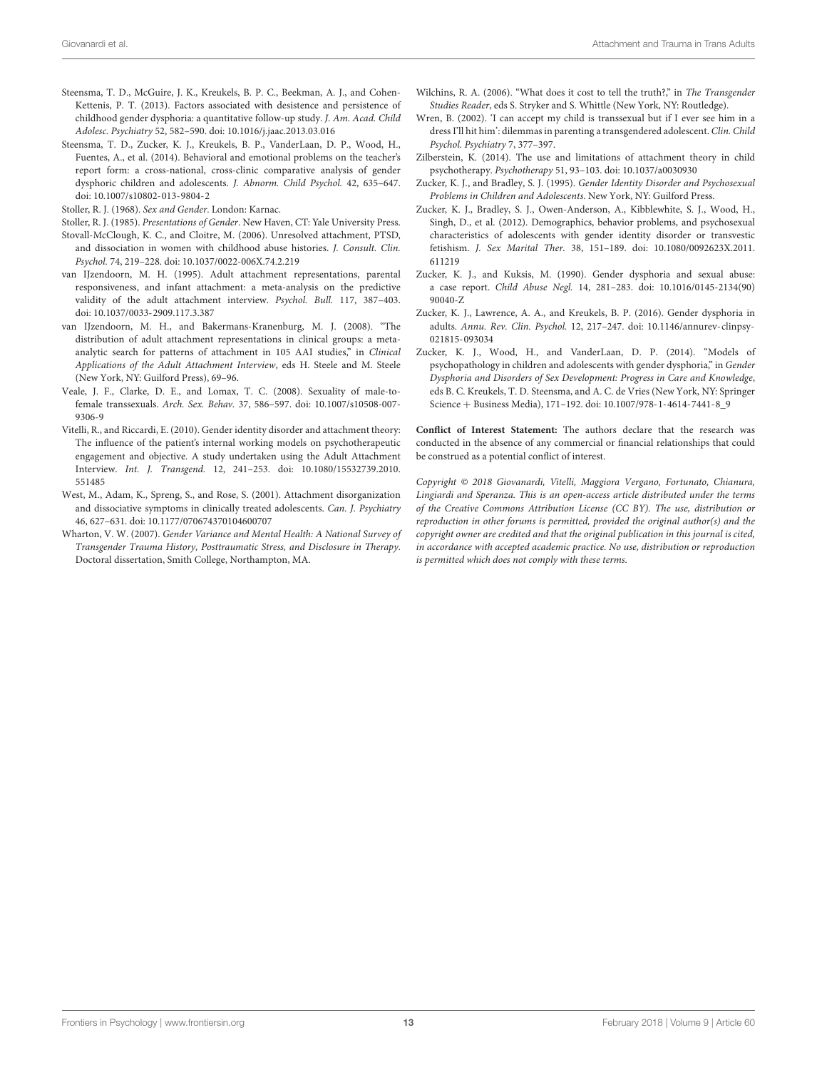Steensma, T. D., McGuire, J. K., Kreukels, B. P. C., Beekman, A. J., and Cohen-Kettenis, P. T. (2013). Factors associated with desistence and persistence of childhood gender dysphoria: a quantitative follow-up study. *J. Am. Acad. Child Adolesc. Psychiatry* 52, 582–590. doi: 10.1016/j.jaac.2013.03.016

Steensma, T. D., Zucker, K. J., Kreukels, B. P., VanderLaan, D. P., Wood, H., Fuentes, A., et al. (2014). Behavioral and emotional problems on the teacher's report form: a cross-national, cross-clinic comparative analysis of gender dysphoric children and adolescents. *J. Abnorm. Child Psychol.* 42, 635–647. doi: 10.1007/s10802-013-9804-2

Stoller, R. J. (1968). *Sex and Gender*. London: Karnac.

Stoller, R. J. (1985). *Presentations of Gender*. New Haven, CT: Yale University Press.

Stovall-McClough, K. C., and Cloitre, M. (2006). Unresolved attachment, PTSD, and dissociation in women with childhood abuse histories. *J. Consult. Clin. Psychol.* 74, 219–228. doi: 10.1037/0022-006X.74.2.219

van IJzendoorn, M. H. (1995). Adult attachment representations, parental responsiveness, and infant attachment: a meta-analysis on the predictive validity of the adult attachment interview. *Psychol. Bull.* 117, 387–403. doi: 10.1037/0033-2909.117.3.387

van IJzendoorn, M. H., and Bakermans-Kranenburg, M. J. (2008). "The distribution of adult attachment representations in clinical groups: a meta-analytic search for patterns of attachment in 105 AAI studies," in *Clinical Applications of the Adult Attachment Interview*, eds H. Steele and M. Steele (New York, NY: Guilford Press), 69–96.

Veale, J. F., Clarke, D. E., and Lomax, T. C. (2008). Sexuality of male-to-female transsexuals. *Arch. Sex. Behav.* 37, 586–597. doi: 10.1007/s10508-007-9306-9

Vitelli, R., and Riccardi, E. (2010). Gender identity disorder and attachment theory: The influence of the patient's internal working models on psychotherapeutic engagement and objective. A study undertaken using the Adult Attachment Interview. *Int. J. Transgend.* 12, 241–253. doi: 10.1080/15532739.2010.551485

West, M., Adam, K., Spreng, S., and Rose, S. (2001). Attachment disorganization and dissociative symptoms in clinically treated adolescents. *Can. J. Psychiatry* 46, 627–631. doi: 10.1177/070674370104600707

Wharton, V. W. (2007). *Gender Variance and Mental Health: A National Survey of Transgender Trauma History, Posttraumatic Stress, and Disclosure in Therapy*. Doctoral dissertation, Smith College, Northampton, MA.

Wilchins, R. A. (2006). "What does it cost to tell the truth?," in *The Transgender Studies Reader*, eds S. Stryker and S. Whittle (New York, NY: Routledge).

Wren, B. (2002). 'I can accept my child is transsexual but if I ever see him in a dress I'll hit him': dilemmas in parenting a transgendered adolescent. *Clin. Child Psychol. Psychiatry* 7, 377–397.

Zilberstein, K. (2014). The use and limitations of attachment theory in child psychotherapy. *Psychotherapy* 51, 93–103. doi: 10.1037/a0030930

Zucker, K. J., and Bradley, S. J. (1995). *Gender Identity Disorder and Psychosexual Problems in Children and Adolescents*. New York, NY: Guilford Press.

Zucker, K. J., Bradley, S. J., Owen-Anderson, A., Kibblewhite, S. J., Wood, H., Singh, D., et al. (2012). Demographics, behavior problems, and psychosexual characteristics of adolescents with gender identity disorder or transvestic fetishism. *J. Sex Marital Ther.* 38, 151–189. doi: 10.1080/0092623X.2011.611219

Zucker, K. J., and Kuksis, M. (1990). Gender dysphoria and sexual abuse: a case report. *Child Abuse Negl.* 14, 281–283. doi: 10.1016/0145-2134(90)90040-Z

Zucker, K. J., Lawrence, A. A., and Kreukels, B. P. (2016). Gender dysphoria in adults. *Annu. Rev. Clin. Psychol.* 12, 217–247. doi: 10.1146/annurev-clinpsy-021815-093034

Zucker, K. J., Wood, H., and VanderLaan, D. P. (2014). "Models of psychopathology in children and adolescents with gender dysphoria," in *Gender Dysphoria and Disorders of Sex Development: Progress in Care and Knowledge*, eds B. C. Kreukels, T. D. Steensma, and A. C. de Vries (New York, NY: Springer Science + Business Media), 171–192. doi: 10.1007/978-1-4614-7441-8_9

**Conflict of Interest Statement:** The authors declare that the research was conducted in the absence of any commercial or financial relationships that could be construed as a potential conflict of interest.

*Copyright © 2018 Giovanardi, Vitelli, Maggiora Vergano, Fortunato, Chianura, Lingiardi and Speranza. This is an open-access article distributed under the terms of the Creative Commons Attribution License (CC BY). The use, distribution or reproduction in other forums is permitted, provided the original author(s) and the copyright owner are credited and that the original publication in this journal is cited, in accordance with accepted academic practice. No use, distribution or reproduction is permitted which does not comply with these terms.*